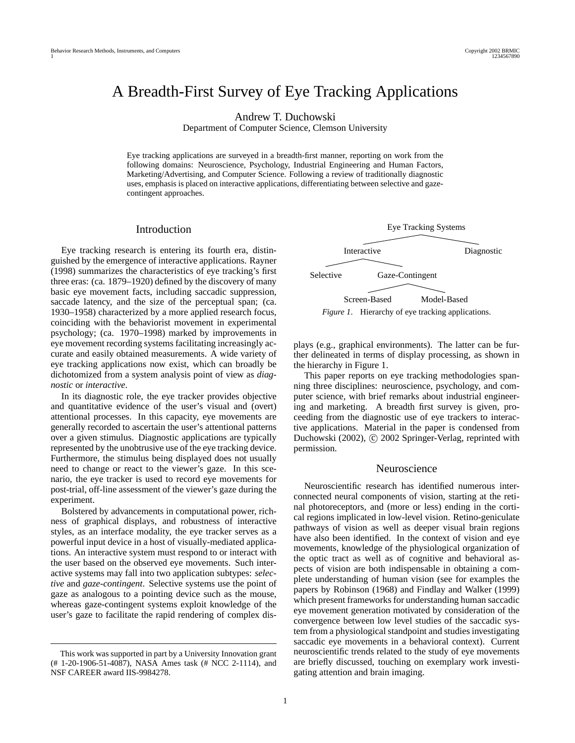# A Breadth-First Survey of Eye Tracking Applications

Andrew T. Duchowski
Department of Computer Science, Clemson University

Eye tracking applications are surveyed in a breadth-first manner, reporting on work from the following domains: Neuroscience, Psychology, Industrial Engineering and Human Factors, Marketing/Advertising, and Computer Science. Following a review of traditionally diagnostic uses, emphasis is placed on interactive applications, differentiating between selective and gaze-contingent approaches.

## Introduction

Eye tracking research is entering its fourth era, distinguished by the emergence of interactive applications. Rayner (1998) summarizes the characteristics of eye tracking's first three eras: (ca. 1879–1920) defined by the discovery of many basic eye movement facts, including saccadic suppression, saccade latency, and the size of the perceptual span; (ca. 1930–1958) characterized by a more applied research focus, coinciding with the behaviorist movement in experimental psychology; (ca. 1970–1998) marked by improvements in eye movement recording systems facilitating increasingly accurate and easily obtained measurements. A wide variety of eye tracking applications now exist, which can broadly be dichotomized from a system analysis point of view as *diagnostic* or *interactive*.

In its diagnostic role, the eye tracker provides objective and quantitative evidence of the user's visual and (overt) attentional processes. In this capacity, eye movements are generally recorded to ascertain the user's attentional patterns over a given stimulus. Diagnostic applications are typically represented by the unobtrusive use of the eye tracking device. Furthermore, the stimulus being displayed does not usually need to change or react to the viewer's gaze. In this scenario, the eye tracker is used to record eye movements for post-trial, off-line assessment of the viewer's gaze during the experiment.

Bolstered by advancements in computational power, richness of graphical displays, and robustness of interactive styles, as an interface modality, the eye tracker serves as a powerful input device in a host of visually-mediated applications. An interactive system must respond to or interact with the user based on the observed eye movements. Such interactive systems may fall into two application subtypes: *selective* and *gaze-contingent*. Selective systems use the point of gaze as analogous to a pointing device such as the mouse, whereas gaze-contingent systems exploit knowledge of the user's gaze to facilitate the rapid rendering of complex displays (e.g., graphical environments). The latter can be further delineated in terms of display processing, as shown in the hierarchy in Figure 1.

Eye Tracking Systems
Interactive
Diagnostic
Selective
Gaze-Contingent
Screen-Based
Model-Based

*Figure 1*. Hierarchy of eye tracking applications.

This paper reports on eye tracking methodologies spanning three disciplines: neuroscience, psychology, and computer science, with brief remarks about industrial engineering and marketing. A breadth first survey is given, proceeding from the diagnostic use of eye trackers to interactive applications. Material in the paper is condensed from Duchowski (2002), © 2002 Springer-Verlag, reprinted with permission.

## Neuroscience

Neuroscientific research has identified numerous interconnected neural components of vision, starting at the retinal photoreceptors, and (more or less) ending in the cortical regions implicated in low-level vision. Retino-geniculate pathways of vision as well as deeper visual brain regions have also been identified. In the context of vision and eye movements, knowledge of the physiological organization of the optic tract as well as of cognitive and behavioral aspects of vision are both indispensable in obtaining a complete understanding of human vision (see for examples the papers by Robinson (1968) and Findlay and Walker (1999) which present frameworks for understanding human saccadic eye movement generation motivated by consideration of the convergence between low level studies of the saccadic system from a physiological standpoint and studies investigating saccadic eye movements in a behavioral context). Current neuroscientific trends related to the study of eye movements are briefly discussed, touching on exemplary work investigating attention and brain imaging.

This work was supported in part by a University Innovation grant (# 1-20-1906-51-4087), NASA Ames task (# NCC 2-1114), and NSF CAREER award IIS-9984278.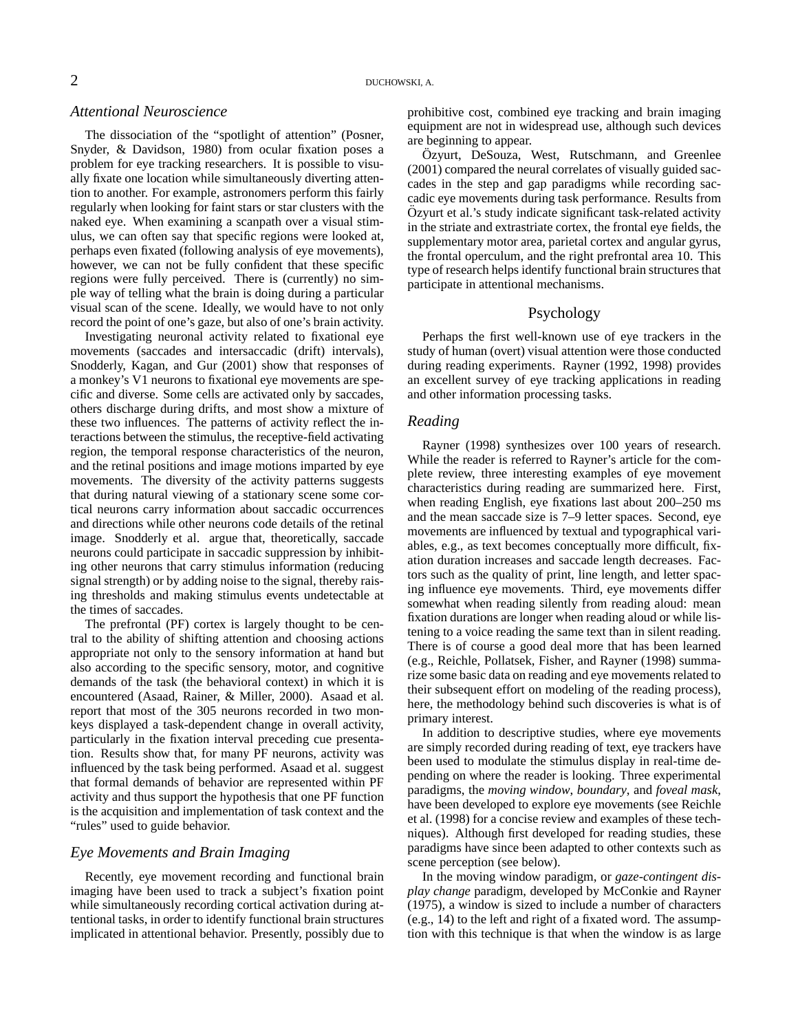### *Attentional Neuroscience*

The dissociation of the "spotlight of attention" (Posner, Snyder, & Davidson, 1980) from ocular fixation poses a problem for eye tracking researchers. It is possible to visually fixate one location while simultaneously diverting attention to another. For example, astronomers perform this fairly regularly when looking for faint stars or star clusters with the naked eye. When examining a scanpath over a visual stimulus, we can often say that specific regions were looked at, perhaps even fixated (following analysis of eye movements), however, we can not be fully confident that these specific regions were fully perceived. There is (currently) no simple way of telling what the brain is doing during a particular visual scan of the scene. Ideally, we would have to not only record the point of one's gaze, but also of one's brain activity.

Investigating neuronal activity related to fixational eye movements (saccades and intersaccadic (drift) intervals), Snodderly, Kagan, and Gur (2001) show that responses of a monkey's V1 neurons to fixational eye movements are specific and diverse. Some cells are activated only by saccades, others discharge during drifts, and most show a mixture of these two influences. The patterns of activity reflect the interactions between the stimulus, the receptive-field activating region, the temporal response characteristics of the neuron, and the retinal positions and image motions imparted by eye movements. The diversity of the activity patterns suggests that during natural viewing of a stationary scene some cortical neurons carry information about saccadic occurrences and directions while other neurons code details of the retinal image. Snodderly et al. argue that, theoretically, saccade neurons could participate in saccadic suppression by inhibiting other neurons that carry stimulus information (reducing signal strength) or by adding noise to the signal, thereby raising thresholds and making stimulus events undetectable at the times of saccades.

The prefrontal (PF) cortex is largely thought to be central to the ability of shifting attention and choosing actions appropriate not only to the sensory information at hand but also according to the specific sensory, motor, and cognitive demands of the task (the behavioral context) in which it is encountered (Asaad, Rainer, & Miller, 2000). Asaad et al. report that most of the 305 neurons recorded in two monkeys displayed a task-dependent change in overall activity, particularly in the fixation interval preceding cue presentation. Results show that, for many PF neurons, activity was influenced by the task being performed. Asaad et al. suggest that formal demands of behavior are represented within PF activity and thus support the hypothesis that one PF function is the acquisition and implementation of task context and the "rules" used to guide behavior.

### *Eye Movements and Brain Imaging*

Recently, eye movement recording and functional brain imaging have been used to track a subject's fixation point while simultaneously recording cortical activation during attentional tasks, in order to identify functional brain structures implicated in attentional behavior. Presently, possibly due to prohibitive cost, combined eye tracking and brain imaging equipment are not in widespread use, although such devices are beginning to appear.

Özyurt, DeSouza, West, Rutschmann, and Greenlee (2001) compared the neural correlates of visually guided saccades in the step and gap paradigms while recording saccadic eye movements during task performance. Results from Özyurt et al.'s study indicate significant task-related activity in the striate and extrastriate cortex, the frontal eye fields, the supplementary motor area, parietal cortex and angular gyrus, the frontal operculum, and the right prefrontal area 10. This type of research helps identify functional brain structures that participate in attentional mechanisms.

## Psychology

Perhaps the first well-known use of eye trackers in the study of human (overt) visual attention were those conducted during reading experiments. Rayner (1992, 1998) provides an excellent survey of eye tracking applications in reading and other information processing tasks.

### *Reading*

Rayner (1998) synthesizes over 100 years of research. While the reader is referred to Rayner's article for the complete review, three interesting examples of eye movement characteristics during reading are summarized here. First, when reading English, eye fixations last about 200–250 ms and the mean saccade size is 7–9 letter spaces. Second, eye movements are influenced by textual and typographical variables, e.g., as text becomes conceptually more difficult, fixation duration increases and saccade length decreases. Factors such as the quality of print, line length, and letter spacing influence eye movements. Third, eye movements differ somewhat when reading silently from reading aloud: mean fixation durations are longer when reading aloud or while listening to a voice reading the same text than in silent reading. There is of course a good deal more that has been learned (e.g., Reichle, Pollatsek, Fisher, and Rayner (1998) summarize some basic data on reading and eye movements related to their subsequent effort on modeling of the reading process), here, the methodology behind such discoveries is what is of primary interest.

In addition to descriptive studies, where eye movements are simply recorded during reading of text, eye trackers have been used to modulate the stimulus display in real-time depending on where the reader is looking. Three experimental paradigms, the *moving window*, *boundary*, and *foveal mask*, have been developed to explore eye movements (see Reichle et al. (1998) for a concise review and examples of these techniques). Although first developed for reading studies, these paradigms have since been adapted to other contexts such as scene perception (see below).

In the moving window paradigm, or *gaze-contingent display change* paradigm, developed by McConkie and Rayner (1975), a window is sized to include a number of characters (e.g., 14) to the left and right of a fixated word. The assumption with this technique is that when the window is as large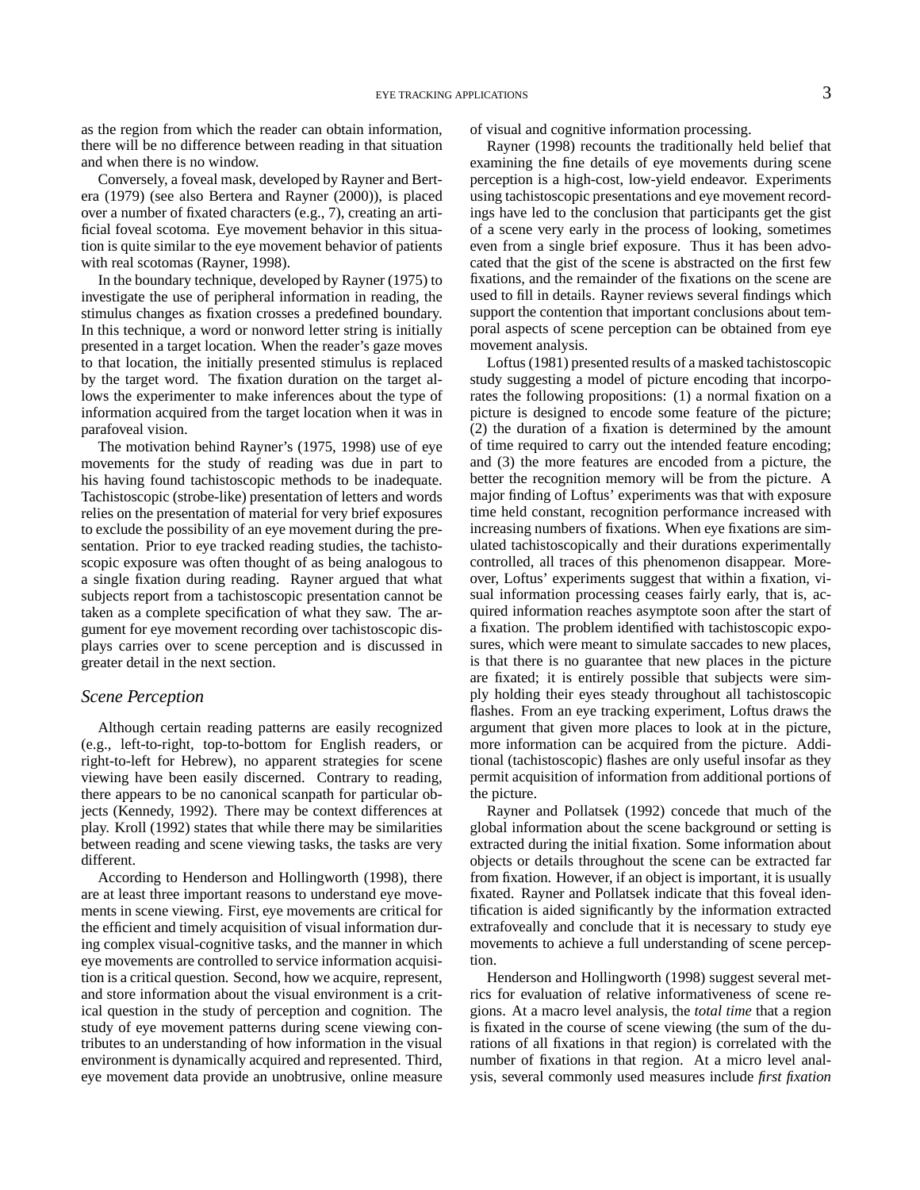as the region from which the reader can obtain information, there will be no difference between reading in that situation and when there is no window.

Conversely, a foveal mask, developed by Rayner and Bertera (1979) (see also Bertera and Rayner (2000)), is placed over a number of fixated characters (e.g., 7), creating an artificial foveal scotoma. Eye movement behavior in this situation is quite similar to the eye movement behavior of patients with real scotomas (Rayner, 1998).

In the boundary technique, developed by Rayner (1975) to investigate the use of peripheral information in reading, the stimulus changes as fixation crosses a predefined boundary. In this technique, a word or nonword letter string is initially presented in a target location. When the reader's gaze moves to that location, the initially presented stimulus is replaced by the target word. The fixation duration on the target allows the experimenter to make inferences about the type of information acquired from the target location when it was in parafoveal vision.

The motivation behind Rayner's (1975, 1998) use of eye movements for the study of reading was due in part to his having found tachistoscopic methods to be inadequate. Tachistoscopic (strobe-like) presentation of letters and words relies on the presentation of material for very brief exposures to exclude the possibility of an eye movement during the presentation. Prior to eye tracked reading studies, the tachistoscopic exposure was often thought of as being analogous to a single fixation during reading. Rayner argued that what subjects report from a tachistoscopic presentation cannot be taken as a complete specification of what they saw. The argument for eye movement recording over tachistoscopic displays carries over to scene perception and is discussed in greater detail in the next section.

## *Scene Perception*

Although certain reading patterns are easily recognized (e.g., left-to-right, top-to-bottom for English readers, or right-to-left for Hebrew), no apparent strategies for scene viewing have been easily discerned. Contrary to reading, there appears to be no canonical scanpath for particular objects (Kennedy, 1992). There may be context differences at play. Kroll (1992) states that while there may be similarities between reading and scene viewing tasks, the tasks are very different.

According to Henderson and Hollingworth (1998), there are at least three important reasons to understand eye movements in scene viewing. First, eye movements are critical for the efficient and timely acquisition of visual information during complex visual-cognitive tasks, and the manner in which eye movements are controlled to service information acquisition is a critical question. Second, how we acquire, represent, and store information about the visual environment is a critical question in the study of perception and cognition. The study of eye movement patterns during scene viewing contributes to an understanding of how information in the visual environment is dynamically acquired and represented. Third, eye movement data provide an unobtrusive, online measure of visual and cognitive information processing.

Rayner (1998) recounts the traditionally held belief that examining the fine details of eye movements during scene perception is a high-cost, low-yield endeavor. Experiments using tachistoscopic presentations and eye movement recordings have led to the conclusion that participants get the gist of a scene very early in the process of looking, sometimes even from a single brief exposure. Thus it has been advocated that the gist of the scene is abstracted on the first few fixations, and the remainder of the fixations on the scene are used to fill in details. Rayner reviews several findings which support the contention that important conclusions about temporal aspects of scene perception can be obtained from eye movement analysis.

Loftus (1981) presented results of a masked tachistoscopic study suggesting a model of picture encoding that incorporates the following propositions: (1) a normal fixation on a picture is designed to encode some feature of the picture; (2) the duration of a fixation is determined by the amount of time required to carry out the intended feature encoding; and (3) the more features are encoded from a picture, the better the recognition memory will be from the picture. A major finding of Loftus' experiments was that with exposure time held constant, recognition performance increased with increasing numbers of fixations. When eye fixations are simulated tachistoscopically and their durations experimentally controlled, all traces of this phenomenon disappear. Moreover, Loftus' experiments suggest that within a fixation, visual information processing ceases fairly early, that is, acquired information reaches asymptote soon after the start of a fixation. The problem identified with tachistoscopic exposures, which were meant to simulate saccades to new places, is that there is no guarantee that new places in the picture are fixated; it is entirely possible that subjects were simply holding their eyes steady throughout all tachistoscopic flashes. From an eye tracking experiment, Loftus draws the argument that given more places to look at in the picture, more information can be acquired from the picture. Additional (tachistoscopic) flashes are only useful insofar as they permit acquisition of information from additional portions of the picture.

Rayner and Pollatsek (1992) concede that much of the global information about the scene background or setting is extracted during the initial fixation. Some information about objects or details throughout the scene can be extracted far from fixation. However, if an object is important, it is usually fixated. Rayner and Pollatsek indicate that this foveal identification is aided significantly by the information extracted extrafoveally and conclude that it is necessary to study eye movements to achieve a full understanding of scene perception.

Henderson and Hollingworth (1998) suggest several metrics for evaluation of relative informativeness of scene regions. At a macro level analysis, the *total time* that a region is fixated in the course of scene viewing (the sum of the durations of all fixations in that region) is correlated with the number of fixations in that region. At a micro level analysis, several commonly used measures include *first fixation*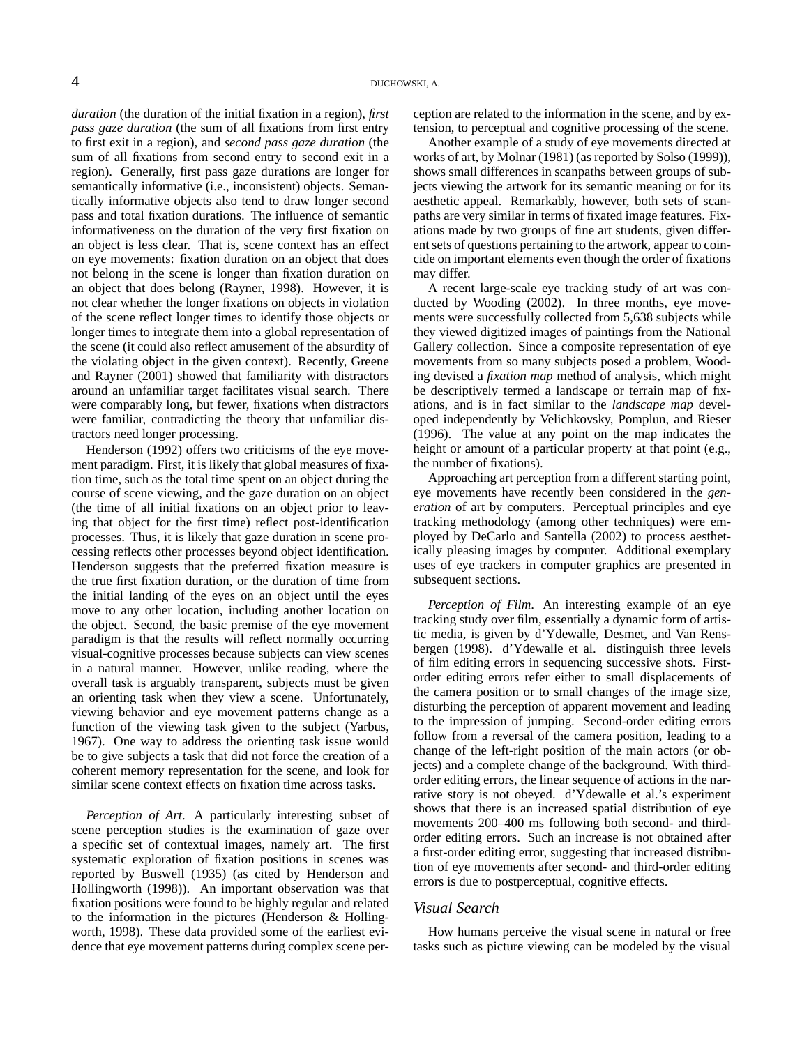*duration* (the duration of the initial fixation in a region), *first pass gaze duration* (the sum of all fixations from first entry to first exit in a region), and *second pass gaze duration* (the sum of all fixations from second entry to second exit in a region). Generally, first pass gaze durations are longer for semantically informative (i.e., inconsistent) objects. Semantically informative objects also tend to draw longer second pass and total fixation durations. The influence of semantic informativeness on the duration of the very first fixation on an object is less clear. That is, scene context has an effect on eye movements: fixation duration on an object that does not belong in the scene is longer than fixation duration on an object that does belong (Rayner, 1998). However, it is not clear whether the longer fixations on objects in violation of the scene reflect longer times to identify those objects or longer times to integrate them into a global representation of the scene (it could also reflect amusement of the absurdity of the violating object in the given context). Recently, Greene and Rayner (2001) showed that familiarity with distractors around an unfamiliar target facilitates visual search. There were comparably long, but fewer, fixations when distractors were familiar, contradicting the theory that unfamiliar distractors need longer processing.

Henderson (1992) offers two criticisms of the eye movement paradigm. First, it is likely that global measures of fixation time, such as the total time spent on an object during the course of scene viewing, and the gaze duration on an object (the time of all initial fixations on an object prior to leaving that object for the first time) reflect post-identification processes. Thus, it is likely that gaze duration in scene processing reflects other processes beyond object identification. Henderson suggests that the preferred fixation measure is the true first fixation duration, or the duration of time from the initial landing of the eyes on an object until the eyes move to any other location, including another location on the object. Second, the basic premise of the eye movement paradigm is that the results will reflect normally occurring visual-cognitive processes because subjects can view scenes in a natural manner. However, unlike reading, where the overall task is arguably transparent, subjects must be given an orienting task when they view a scene. Unfortunately, viewing behavior and eye movement patterns change as a function of the viewing task given to the subject (Yarbus, 1967). One way to address the orienting task issue would be to give subjects a task that did not force the creation of a coherent memory representation for the scene, and look for similar scene context effects on fixation time across tasks.

*Perception of Art*. A particularly interesting subset of scene perception studies is the examination of gaze over a specific set of contextual images, namely art. The first systematic exploration of fixation positions in scenes was reported by Buswell (1935) (as cited by Henderson and Hollingworth (1998)). An important observation was that fixation positions were found to be highly regular and related to the information in the pictures (Henderson & Hollingworth, 1998). These data provided some of the earliest evidence that eye movement patterns during complex scene perception are related to the information in the scene, and by extension, to perceptual and cognitive processing of the scene.

Another example of a study of eye movements directed at works of art, by Molnar (1981) (as reported by Solso (1999)), shows small differences in scanpaths between groups of subjects viewing the artwork for its semantic meaning or for its aesthetic appeal. Remarkably, however, both sets of scanpaths are very similar in terms of fixated image features. Fixations made by two groups of fine art students, given different sets of questions pertaining to the artwork, appear to coincide on important elements even though the order of fixations may differ.

A recent large-scale eye tracking study of art was conducted by Wooding (2002). In three months, eye movements were successfully collected from 5,638 subjects while they viewed digitized images of paintings from the National Gallery collection. Since a composite representation of eye movements from so many subjects posed a problem, Wooding devised a *fixation map* method of analysis, which might be descriptively termed a landscape or terrain map of fixations, and is in fact similar to the *landscape map* developed independently by Velichkovsky, Pomplun, and Rieser (1996). The value at any point on the map indicates the height or amount of a particular property at that point (e.g., the number of fixations).

Approaching art perception from a different starting point, eye movements have recently been considered in the *generation* of art by computers. Perceptual principles and eye tracking methodology (among other techniques) were employed by DeCarlo and Santella (2002) to process aesthetically pleasing images by computer. Additional exemplary uses of eye trackers in computer graphics are presented in subsequent sections.

*Perception of Film*. An interesting example of an eye tracking study over film, essentially a dynamic form of artistic media, is given by d'Ydewalle, Desmet, and Van Rensbergen (1998). d'Ydewalle et al. distinguish three levels of film editing errors in sequencing successive shots. First-order editing errors refer either to small displacements of the camera position or to small changes of the image size, disturbing the perception of apparent movement and leading to the impression of jumping. Second-order editing errors follow from a reversal of the camera position, leading to a change of the left-right position of the main actors (or objects) and a complete change of the background. With third-order editing errors, the linear sequence of actions in the narrative story is not obeyed. d'Ydewalle et al.'s experiment shows that there is an increased spatial distribution of eye movements 200–400 ms following both second- and third-order editing errors. Such an increase is not obtained after a first-order editing error, suggesting that increased distribution of eye movements after second- and third-order editing errors is due to postperceptual, cognitive effects.

## *Visual Search*

How humans perceive the visual scene in natural or free tasks such as picture viewing can be modeled by the visual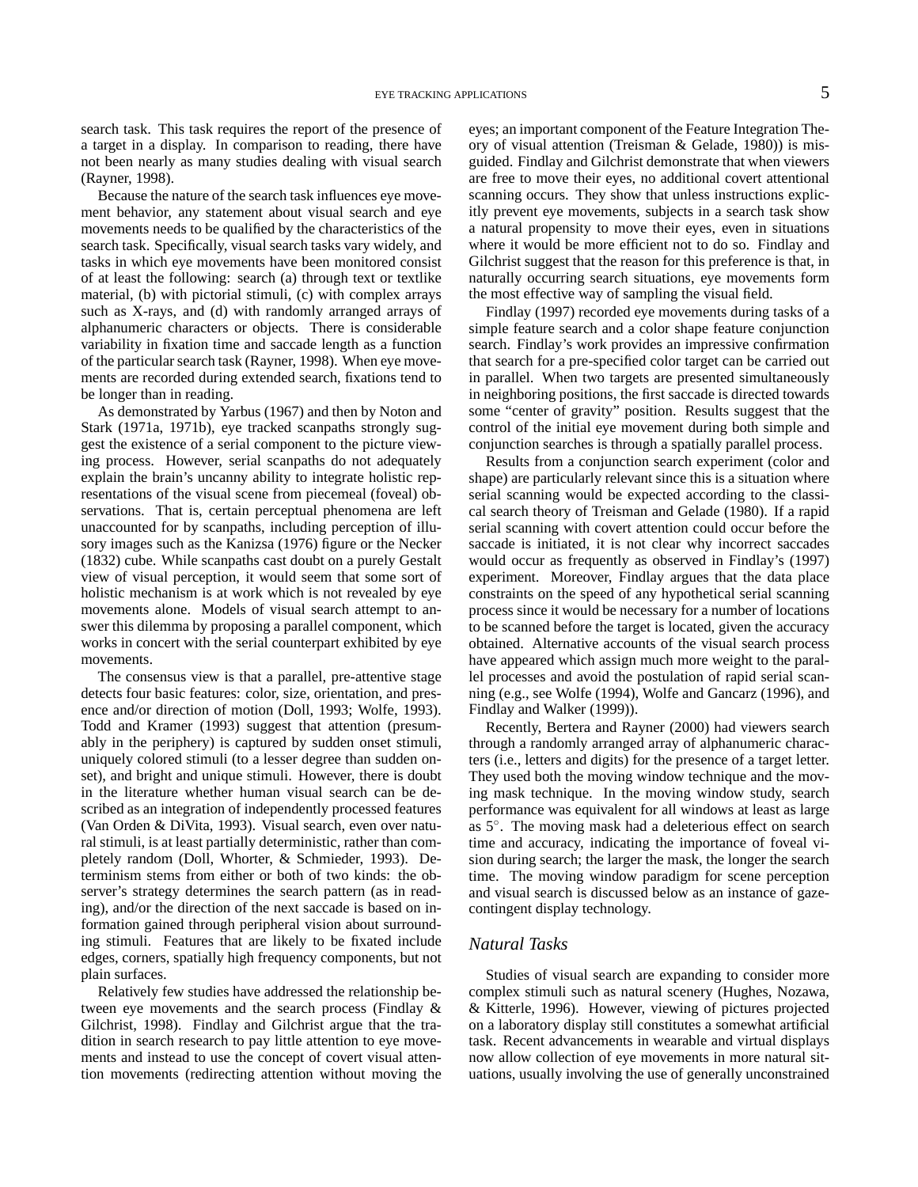search task. This task requires the report of the presence of a target in a display. In comparison to reading, there have not been nearly as many studies dealing with visual search (Rayner, 1998).

Because the nature of the search task influences eye movement behavior, any statement about visual search and eye movements needs to be qualified by the characteristics of the search task. Specifically, visual search tasks vary widely, and tasks in which eye movements have been monitored consist of at least the following: search (a) through text or textlike material, (b) with pictorial stimuli, (c) with complex arrays such as X-rays, and (d) with randomly arranged arrays of alphanumeric characters or objects. There is considerable variability in fixation time and saccade length as a function of the particular search task (Rayner, 1998). When eye movements are recorded during extended search, fixations tend to be longer than in reading.

As demonstrated by Yarbus (1967) and then by Noton and Stark (1971a, 1971b), eye tracked scanpaths strongly suggest the existence of a serial component to the picture viewing process. However, serial scanpaths do not adequately explain the brain's uncanny ability to integrate holistic representations of the visual scene from piecemeal (foveal) observations. That is, certain perceptual phenomena are left unaccounted for by scanpaths, including perception of illusory images such as the Kanizsa (1976) figure or the Necker (1832) cube. While scanpaths cast doubt on a purely Gestalt view of visual perception, it would seem that some sort of holistic mechanism is at work which is not revealed by eye movements alone. Models of visual search attempt to answer this dilemma by proposing a parallel component, which works in concert with the serial counterpart exhibited by eye movements.

The consensus view is that a parallel, pre-attentive stage detects four basic features: color, size, orientation, and presence and/or direction of motion (Doll, 1993; Wolfe, 1993). Todd and Kramer (1993) suggest that attention (presumably in the periphery) is captured by sudden onset stimuli, uniquely colored stimuli (to a lesser degree than sudden onset), and bright and unique stimuli. However, there is doubt in the literature whether human visual search can be described as an integration of independently processed features (Van Orden & DiVita, 1993). Visual search, even over natural stimuli, is at least partially deterministic, rather than completely random (Doll, Whorter, & Schmieder, 1993). Determinism stems from either or both of two kinds: the observer's strategy determines the search pattern (as in reading), and/or the direction of the next saccade is based on information gained through peripheral vision about surrounding stimuli. Features that are likely to be fixated include edges, corners, spatially high frequency components, but not plain surfaces.

Relatively few studies have addressed the relationship between eye movements and the search process (Findlay & Gilchrist, 1998). Findlay and Gilchrist argue that the tradition in search research to pay little attention to eye movements and instead to use the concept of covert visual attention movements (redirecting attention without moving the eyes; an important component of the Feature Integration Theory of visual attention (Treisman & Gelade, 1980)) is misguided. Findlay and Gilchrist demonstrate that when viewers are free to move their eyes, no additional covert attentional scanning occurs. They show that unless instructions explicitly prevent eye movements, subjects in a search task show a natural propensity to move their eyes, even in situations where it would be more efficient not to do so. Findlay and Gilchrist suggest that the reason for this preference is that, in naturally occurring search situations, eye movements form the most effective way of sampling the visual field.

Findlay (1997) recorded eye movements during tasks of a simple feature search and a color shape feature conjunction search. Findlay's work provides an impressive confirmation that search for a pre-specified color target can be carried out in parallel. When two targets are presented simultaneously in neighboring positions, the first saccade is directed towards some "center of gravity" position. Results suggest that the control of the initial eye movement during both simple and conjunction searches is through a spatially parallel process.

Results from a conjunction search experiment (color and shape) are particularly relevant since this is a situation where serial scanning would be expected according to the classical search theory of Treisman and Gelade (1980). If a rapid serial scanning with covert attention could occur before the saccade is initiated, it is not clear why incorrect saccades would occur as frequently as observed in Findlay's (1997) experiment. Moreover, Findlay argues that the data place constraints on the speed of any hypothetical serial scanning process since it would be necessary for a number of locations to be scanned before the target is located, given the accuracy obtained. Alternative accounts of the visual search process have appeared which assign much more weight to the parallel processes and avoid the postulation of rapid serial scanning (e.g., see Wolfe (1994), Wolfe and Gancarz (1996), and Findlay and Walker (1999)).

Recently, Bertera and Rayner (2000) had viewers search through a randomly arranged array of alphanumeric characters (i.e., letters and digits) for the presence of a target letter. They used both the moving window technique and the moving mask technique. In the moving window study, search performance was equivalent for all windows at least as large as 5°. The moving mask had a deleterious effect on search time and accuracy, indicating the importance of foveal vision during search; the larger the mask, the longer the search time. The moving window paradigm for scene perception and visual search is discussed below as an instance of gaze-contingent display technology.

### *Natural Tasks*

Studies of visual search are expanding to consider more complex stimuli such as natural scenery (Hughes, Nozawa, & Kitterle, 1996). However, viewing of pictures projected on a laboratory display still constitutes a somewhat artificial task. Recent advancements in wearable and virtual displays now allow collection of eye movements in more natural situations, usually involving the use of generally unconstrained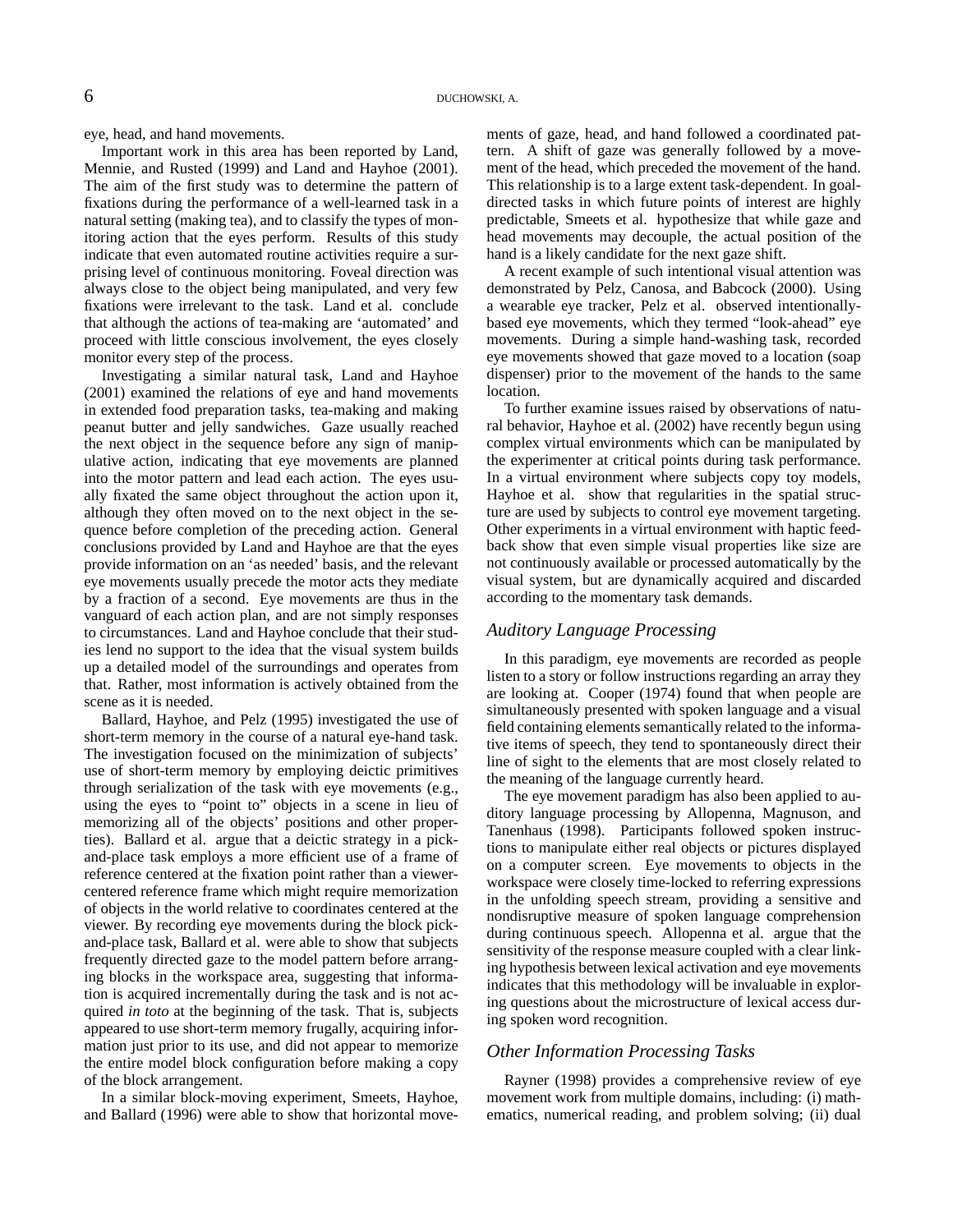eye, head, and hand movements.

Important work in this area has been reported by Land, Mennie, and Rusted (1999) and Land and Hayhoe (2001). The aim of the first study was to determine the pattern of fixations during the performance of a well-learned task in a natural setting (making tea), and to classify the types of monitoring action that the eyes perform. Results of this study indicate that even automated routine activities require a surprising level of continuous monitoring. Foveal direction was always close to the object being manipulated, and very few fixations were irrelevant to the task. Land et al. conclude that although the actions of tea-making are 'automated' and proceed with little conscious involvement, the eyes closely monitor every step of the process.

Investigating a similar natural task, Land and Hayhoe (2001) examined the relations of eye and hand movements in extended food preparation tasks, tea-making and making peanut butter and jelly sandwiches. Gaze usually reached the next object in the sequence before any sign of manipulative action, indicating that eye movements are planned into the motor pattern and lead each action. The eyes usually fixated the same object throughout the action upon it, although they often moved on to the next object in the sequence before completion of the preceding action. General conclusions provided by Land and Hayhoe are that the eyes provide information on an 'as needed' basis, and the relevant eye movements usually precede the motor acts they mediate by a fraction of a second. Eye movements are thus in the vanguard of each action plan, and are not simply responses to circumstances. Land and Hayhoe conclude that their studies lend no support to the idea that the visual system builds up a detailed model of the surroundings and operates from that. Rather, most information is actively obtained from the scene as it is needed.

Ballard, Hayhoe, and Pelz (1995) investigated the use of short-term memory in the course of a natural eye-hand task. The investigation focused on the minimization of subjects' use of short-term memory by employing deictic primitives through serialization of the task with eye movements (e.g., using the eyes to "point to" objects in a scene in lieu of memorizing all of the objects' positions and other properties). Ballard et al. argue that a deictic strategy in a pick-and-place task employs a more efficient use of a frame of reference centered at the fixation point rather than a viewer-centered reference frame which might require memorization of objects in the world relative to coordinates centered at the viewer. By recording eye movements during the block pick-and-place task, Ballard et al. were able to show that subjects frequently directed gaze to the model pattern before arranging blocks in the workspace area, suggesting that information is acquired incrementally during the task and is not acquired *in toto* at the beginning of the task. That is, subjects appeared to use short-term memory frugally, acquiring information just prior to its use, and did not appear to memorize the entire model block configuration before making a copy of the block arrangement.

In a similar block-moving experiment, Smeets, Hayhoe, and Ballard (1996) were able to show that horizontal movements of gaze, head, and hand followed a coordinated pattern. A shift of gaze was generally followed by a movement of the head, which preceded the movement of the hand. This relationship is to a large extent task-dependent. In goal-directed tasks in which future points of interest are highly predictable, Smeets et al. hypothesize that while gaze and head movements may decouple, the actual position of the hand is a likely candidate for the next gaze shift.

A recent example of such intentional visual attention was demonstrated by Pelz, Canosa, and Babcock (2000). Using a wearable eye tracker, Pelz et al. observed intentionally-based eye movements, which they termed "look-ahead" eye movements. During a simple hand-washing task, recorded eye movements showed that gaze moved to a location (soap dispenser) prior to the movement of the hands to the same location.

To further examine issues raised by observations of natural behavior, Hayhoe et al. (2002) have recently begun using complex virtual environments which can be manipulated by the experimenter at critical points during task performance. In a virtual environment where subjects copy toy models, Hayhoe et al. show that regularities in the spatial structure are used by subjects to control eye movement targeting. Other experiments in a virtual environment with haptic feedback show that even simple visual properties like size are not continuously available or processed automatically by the visual system, but are dynamically acquired and discarded according to the momentary task demands.

### *Auditory Language Processing*

In this paradigm, eye movements are recorded as people listen to a story or follow instructions regarding an array they are looking at. Cooper (1974) found that when people are simultaneously presented with spoken language and a visual field containing elements semantically related to the informative items of speech, they tend to spontaneously direct their line of sight to the elements that are most closely related to the meaning of the language currently heard.

The eye movement paradigm has also been applied to auditory language processing by Allopenna, Magnuson, and Tanenhaus (1998). Participants followed spoken instructions to manipulate either real objects or pictures displayed on a computer screen. Eye movements to objects in the workspace were closely time-locked to referring expressions in the unfolding speech stream, providing a sensitive and nondisruptive measure of spoken language comprehension during continuous speech. Allopenna et al. argue that the sensitivity of the response measure coupled with a clear linking hypothesis between lexical activation and eye movements indicates that this methodology will be invaluable in exploring questions about the microstructure of lexical access during spoken word recognition.

### *Other Information Processing Tasks*

Rayner (1998) provides a comprehensive review of eye movement work from multiple domains, including: (i) mathematics, numerical reading, and problem solving; (ii) dual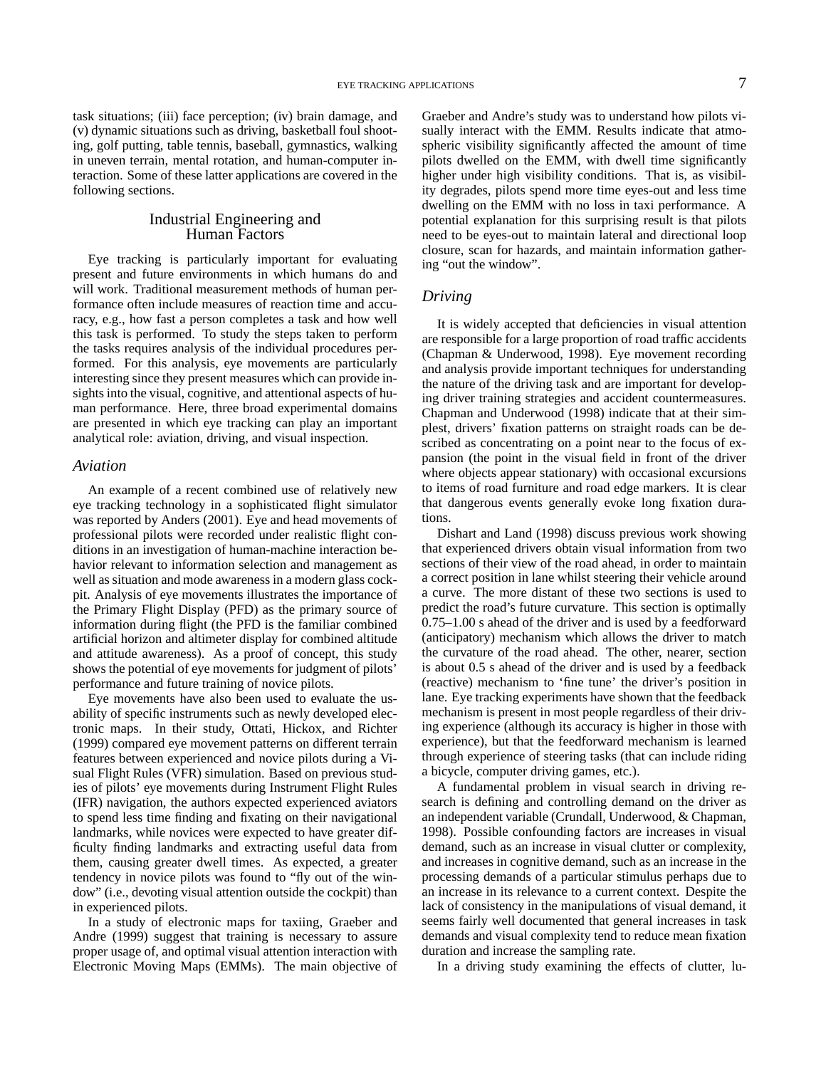task situations; (iii) face perception; (iv) brain damage, and (v) dynamic situations such as driving, basketball foul shooting, golf putting, table tennis, baseball, gymnastics, walking in uneven terrain, mental rotation, and human-computer interaction. Some of these latter applications are covered in the following sections.

## Industrial Engineering and Human Factors

Eye tracking is particularly important for evaluating present and future environments in which humans do and will work. Traditional measurement methods of human performance often include measures of reaction time and accuracy, e.g., how fast a person completes a task and how well this task is performed. To study the steps taken to perform the tasks requires analysis of the individual procedures performed. For this analysis, eye movements are particularly interesting since they present measures which can provide insights into the visual, cognitive, and attentional aspects of human performance. Here, three broad experimental domains are presented in which eye tracking can play an important analytical role: aviation, driving, and visual inspection.

### *Aviation*

An example of a recent combined use of relatively new eye tracking technology in a sophisticated flight simulator was reported by Anders (2001). Eye and head movements of professional pilots were recorded under realistic flight conditions in an investigation of human-machine interaction behavior relevant to information selection and management as well as situation and mode awareness in a modern glass cockpit. Analysis of eye movements illustrates the importance of the Primary Flight Display (PFD) as the primary source of information during flight (the PFD is the familiar combined artificial horizon and altimeter display for combined altitude and attitude awareness). As a proof of concept, this study shows the potential of eye movements for judgment of pilots' performance and future training of novice pilots.

Eye movements have also been used to evaluate the usability of specific instruments such as newly developed electronic maps. In their study, Ottati, Hickox, and Richter (1999) compared eye movement patterns on different terrain features between experienced and novice pilots during a Visual Flight Rules (VFR) simulation. Based on previous studies of pilots' eye movements during Instrument Flight Rules (IFR) navigation, the authors expected experienced aviators to spend less time finding and fixating on their navigational landmarks, while novices were expected to have greater difficulty finding landmarks and extracting useful data from them, causing greater dwell times. As expected, a greater tendency in novice pilots was found to "fly out of the window" (i.e., devoting visual attention outside the cockpit) than in experienced pilots.

In a study of electronic maps for taxiing, Graeber and Andre (1999) suggest that training is necessary to assure proper usage of, and optimal visual attention interaction with Electronic Moving Maps (EMMs). The main objective of Graeber and Andre's study was to understand how pilots visually interact with the EMM. Results indicate that atmospheric visibility significantly affected the amount of time pilots dwelled on the EMM, with dwell time significantly higher under high visibility conditions. That is, as visibility degrades, pilots spend more time eyes-out and less time dwelling on the EMM with no loss in taxi performance. A potential explanation for this surprising result is that pilots need to be eyes-out to maintain lateral and directional loop closure, scan for hazards, and maintain information gathering "out the window".

### *Driving*

It is widely accepted that deficiencies in visual attention are responsible for a large proportion of road traffic accidents (Chapman & Underwood, 1998). Eye movement recording and analysis provide important techniques for understanding the nature of the driving task and are important for developing driver training strategies and accident countermeasures. Chapman and Underwood (1998) indicate that at their simplest, drivers' fixation patterns on straight roads can be described as concentrating on a point near to the focus of expansion (the point in the visual field in front of the driver where objects appear stationary) with occasional excursions to items of road furniture and road edge markers. It is clear that dangerous events generally evoke long fixation durations.

Dishart and Land (1998) discuss previous work showing that experienced drivers obtain visual information from two sections of their view of the road ahead, in order to maintain a correct position in lane whilst steering their vehicle around a curve. The more distant of these two sections is used to predict the road's future curvature. This section is optimally 0.75–1.00 s ahead of the driver and is used by a feedforward (anticipatory) mechanism which allows the driver to match the curvature of the road ahead. The other, nearer, section is about 0.5 s ahead of the driver and is used by a feedback (reactive) mechanism to 'fine tune' the driver's position in lane. Eye tracking experiments have shown that the feedback mechanism is present in most people regardless of their driving experience (although its accuracy is higher in those with experience), but that the feedforward mechanism is learned through experience of steering tasks (that can include riding a bicycle, computer driving games, etc.).

A fundamental problem in visual search in driving research is defining and controlling demand on the driver as an independent variable (Crundall, Underwood, & Chapman, 1998). Possible confounding factors are increases in visual demand, such as an increase in visual clutter or complexity, and increases in cognitive demand, such as an increase in the processing demands of a particular stimulus perhaps due to an increase in its relevance to a current context. Despite the lack of consistency in the manipulations of visual demand, it seems fairly well documented that general increases in task demands and visual complexity tend to reduce mean fixation duration and increase the sampling rate.

In a driving study examining the effects of clutter, lu-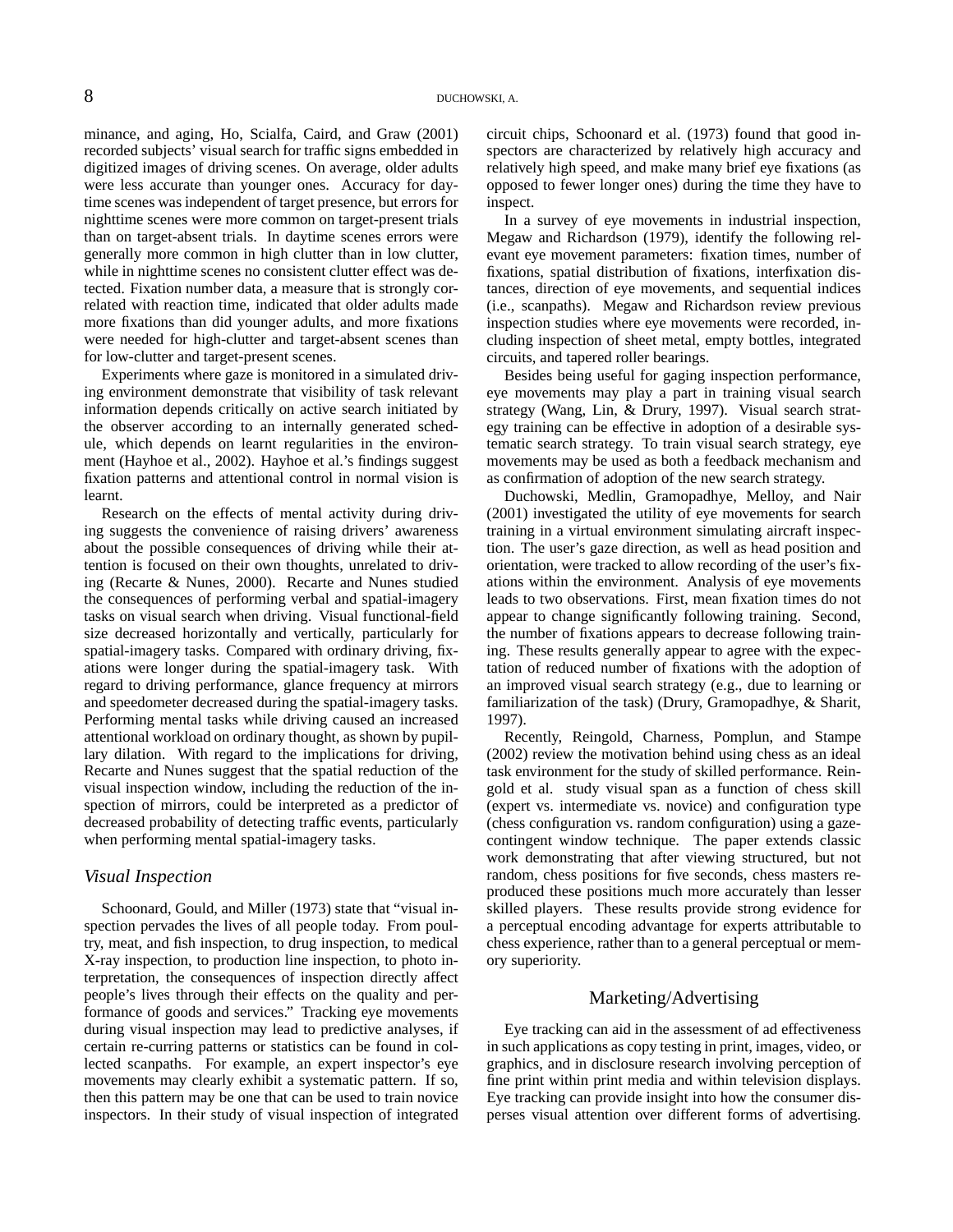minance, and aging, Ho, Scialfa, Caird, and Graw (2001) recorded subjects' visual search for traffic signs embedded in digitized images of driving scenes. On average, older adults were less accurate than younger ones. Accuracy for daytime scenes was independent of target presence, but errors for nighttime scenes were more common on target-present trials than on target-absent trials. In daytime scenes errors were generally more common in high clutter than in low clutter, while in nighttime scenes no consistent clutter effect was detected. Fixation number data, a measure that is strongly correlated with reaction time, indicated that older adults made more fixations than did younger adults, and more fixations were needed for high-clutter and target-absent scenes than for low-clutter and target-present scenes.

Experiments where gaze is monitored in a simulated driving environment demonstrate that visibility of task relevant information depends critically on active search initiated by the observer according to an internally generated schedule, which depends on learnt regularities in the environment (Hayhoe et al., 2002). Hayhoe et al.'s findings suggest fixation patterns and attentional control in normal vision is learnt.

Research on the effects of mental activity during driving suggests the convenience of raising drivers' awareness about the possible consequences of driving while their attention is focused on their own thoughts, unrelated to driving (Recarte & Nunes, 2000). Recarte and Nunes studied the consequences of performing verbal and spatial-imagery tasks on visual search when driving. Visual functional-field size decreased horizontally and vertically, particularly for spatial-imagery tasks. Compared with ordinary driving, fixations were longer during the spatial-imagery task. With regard to driving performance, glance frequency at mirrors and speedometer decreased during the spatial-imagery tasks. Performing mental tasks while driving caused an increased attentional workload on ordinary thought, as shown by pupillary dilation. With regard to the implications for driving, Recarte and Nunes suggest that the spatial reduction of the visual inspection window, including the reduction of the inspection of mirrors, could be interpreted as a predictor of decreased probability of detecting traffic events, particularly when performing mental spatial-imagery tasks.

### *Visual Inspection*

Schoonard, Gould, and Miller (1973) state that "visual inspection pervades the lives of all people today. From poultry, meat, and fish inspection, to drug inspection, to medical X-ray inspection, to production line inspection, to photo interpretation, the consequences of inspection directly affect people's lives through their effects on the quality and performance of goods and services." Tracking eye movements during visual inspection may lead to predictive analyses, if certain re-curring patterns or statistics can be found in collected scanpaths. For example, an expert inspector's eye movements may clearly exhibit a systematic pattern. If so, then this pattern may be one that can be used to train novice inspectors. In their study of visual inspection of integrated circuit chips, Schoonard et al. (1973) found that good inspectors are characterized by relatively high accuracy and relatively high speed, and make many brief eye fixations (as opposed to fewer longer ones) during the time they have to inspect.

In a survey of eye movements in industrial inspection, Megaw and Richardson (1979), identify the following relevant eye movement parameters: fixation times, number of fixations, spatial distribution of fixations, interfixation distances, direction of eye movements, and sequential indices (i.e., scanpaths). Megaw and Richardson review previous inspection studies where eye movements were recorded, including inspection of sheet metal, empty bottles, integrated circuits, and tapered roller bearings.

Besides being useful for gaging inspection performance, eye movements may play a part in training visual search strategy (Wang, Lin, & Drury, 1997). Visual search strategy training can be effective in adoption of a desirable systematic search strategy. To train visual search strategy, eye movements may be used as both a feedback mechanism and as confirmation of adoption of the new search strategy.

Duchowski, Medlin, Gramopadhye, Melloy, and Nair (2001) investigated the utility of eye movements for search training in a virtual environment simulating aircraft inspection. The user's gaze direction, as well as head position and orientation, were tracked to allow recording of the user's fixations within the environment. Analysis of eye movements leads to two observations. First, mean fixation times do not appear to change significantly following training. Second, the number of fixations appears to decrease following training. These results generally appear to agree with the expectation of reduced number of fixations with the adoption of an improved visual search strategy (e.g., due to learning or familiarization of the task) (Drury, Gramopadhye, & Sharit, 1997).

Recently, Reingold, Charness, Pomplun, and Stampe (2002) review the motivation behind using chess as an ideal task environment for the study of skilled performance. Reingold et al. study visual span as a function of chess skill (expert vs. intermediate vs. novice) and configuration type (chess configuration vs. random configuration) using a gaze-contingent window technique. The paper extends classic work demonstrating that after viewing structured, but not random, chess positions for five seconds, chess masters reproduced these positions much more accurately than lesser skilled players. These results provide strong evidence for a perceptual encoding advantage for experts attributable to chess experience, rather than to a general perceptual or memory superiority.

## Marketing/Advertising

Eye tracking can aid in the assessment of ad effectiveness in such applications as copy testing in print, images, video, or graphics, and in disclosure research involving perception of fine print within print media and within television displays. Eye tracking can provide insight into how the consumer disperses visual attention over different forms of advertising.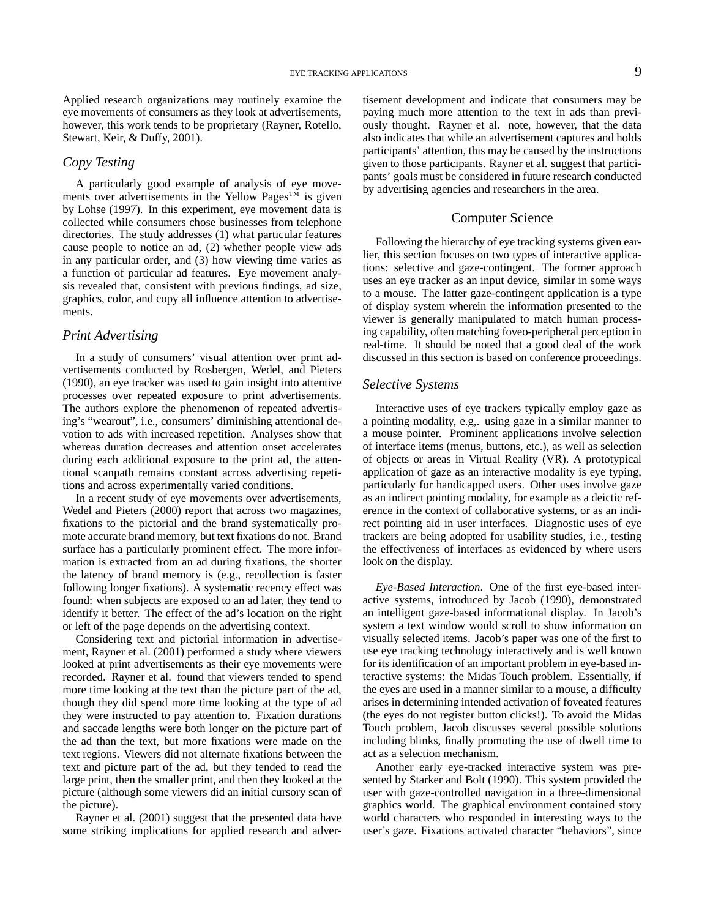Applied research organizations may routinely examine the eye movements of consumers as they look at advertisements, however, this work tends to be proprietary (Rayner, Rotello, Stewart, Keir, & Duffy, 2001).

### Copy Testing

A particularly good example of analysis of eye movements over advertisements in the Yellow Pages™ is given by Lohse (1997). In this experiment, eye movement data is collected while consumers chose businesses from telephone directories. The study addresses (1) what particular features cause people to notice an ad, (2) whether people view ads in any particular order, and (3) how viewing time varies as a function of particular ad features. Eye movement analysis revealed that, consistent with previous findings, ad size, graphics, color, and copy all influence attention to advertisements.

### Print Advertising

In a study of consumers' visual attention over print advertisements conducted by Rosbergen, Wedel, and Pieters (1990), an eye tracker was used to gain insight into attentive processes over repeated exposure to print advertisements. The authors explore the phenomenon of repeated advertising's "wearout", i.e., consumers' diminishing attentional devotion to ads with increased repetition. Analyses show that whereas duration decreases and attention onset accelerates during each additional exposure to the print ad, the attentional scanpath remains constant across advertising repetitions and across experimentally varied conditions.

In a recent study of eye movements over advertisements, Wedel and Pieters (2000) report that across two magazines, fixations to the pictorial and the brand systematically promote accurate brand memory, but text fixations do not. Brand surface has a particularly prominent effect. The more information is extracted from an ad during fixations, the shorter the latency of brand memory is (e.g., recollection is faster following longer fixations). A systematic recency effect was found: when subjects are exposed to an ad later, they tend to identify it better. The effect of the ad's location on the right or left of the page depends on the advertising context.

Considering text and pictorial information in advertisement, Rayner et al. (2001) performed a study where viewers looked at print advertisements as their eye movements were recorded. Rayner et al. found that viewers tended to spend more time looking at the text than the picture part of the ad, though they did spend more time looking at the type of ad they were instructed to pay attention to. Fixation durations and saccade lengths were both longer on the picture part of the ad than the text, but more fixations were made on the text regions. Viewers did not alternate fixations between the text and picture part of the ad, but they tended to read the large print, then the smaller print, and then they looked at the picture (although some viewers did an initial cursory scan of the picture).

Rayner et al. (2001) suggest that the presented data have some striking implications for applied research and advertisement development and indicate that consumers may be paying much more attention to the text in ads than previously thought. Rayner et al. note, however, that the data also indicates that while an advertisement captures and holds participants' attention, this may be caused by the instructions given to those participants. Rayner et al. suggest that participants' goals must be considered in future research conducted by advertising agencies and researchers in the area.

## Computer Science

Following the hierarchy of eye tracking systems given earlier, this section focuses on two types of interactive applications: selective and gaze-contingent. The former approach uses an eye tracker as an input device, similar in some ways to a mouse. The latter gaze-contingent application is a type of display system wherein the information presented to the viewer is generally manipulated to match human processing capability, often matching foveo-peripheral perception in real-time. It should be noted that a good deal of the work discussed in this section is based on conference proceedings.

### Selective Systems

Interactive uses of eye trackers typically employ gaze as a pointing modality, e.g,. using gaze in a similar manner to a mouse pointer. Prominent applications involve selection of interface items (menus, buttons, etc.), as well as selection of objects or areas in Virtual Reality (VR). A prototypical application of gaze as an interactive modality is eye typing, particularly for handicapped users. Other uses involve gaze as an indirect pointing modality, for example as a deictic reference in the context of collaborative systems, or as an indirect pointing aid in user interfaces. Diagnostic uses of eye trackers are being adopted for usability studies, i.e., testing the effectiveness of interfaces as evidenced by where users look on the display.

*Eye-Based Interaction*. One of the first eye-based interactive systems, introduced by Jacob (1990), demonstrated an intelligent gaze-based informational display. In Jacob's system a text window would scroll to show information on visually selected items. Jacob's paper was one of the first to use eye tracking technology interactively and is well known for its identification of an important problem in eye-based interactive systems: the Midas Touch problem. Essentially, if the eyes are used in a manner similar to a mouse, a difficulty arises in determining intended activation of foveated features (the eyes do not register button clicks!). To avoid the Midas Touch problem, Jacob discusses several possible solutions including blinks, finally promoting the use of dwell time to act as a selection mechanism.

Another early eye-tracked interactive system was presented by Starker and Bolt (1990). This system provided the user with gaze-controlled navigation in a three-dimensional graphics world. The graphical environment contained story world characters who responded in interesting ways to the user's gaze. Fixations activated character "behaviors", since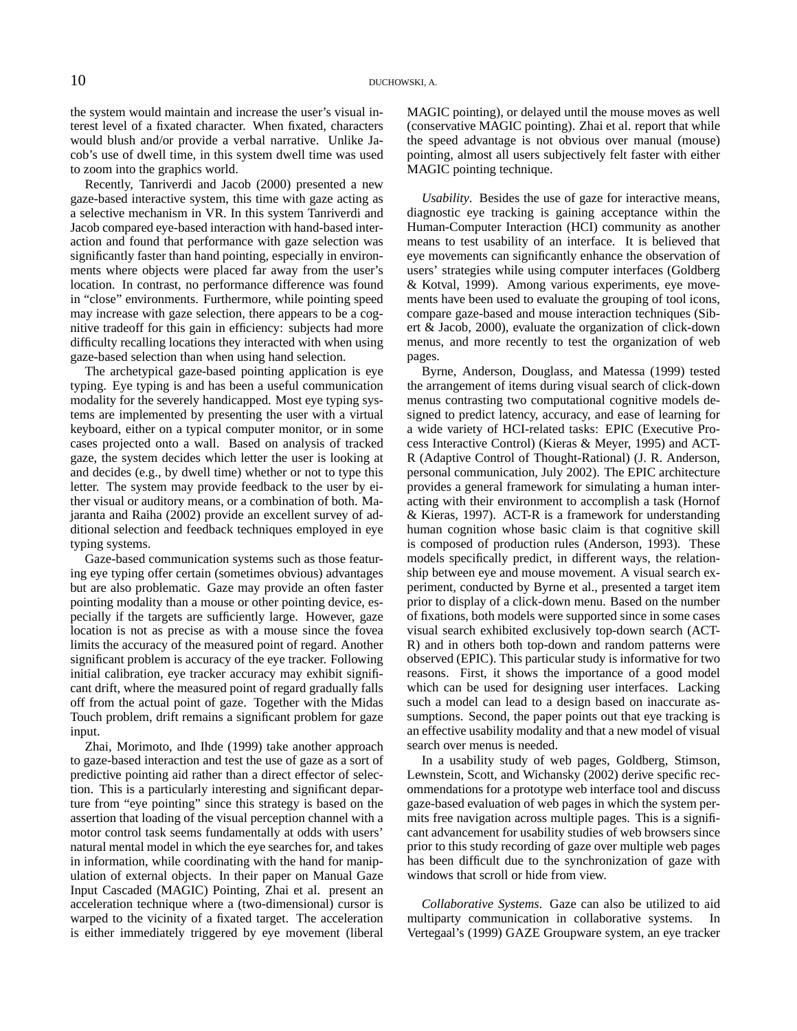the system would maintain and increase the user's visual interest level of a fixated character. When fixated, characters would blush and/or provide a verbal narrative. Unlike Jacob's use of dwell time, in this system dwell time was used to zoom into the graphics world.

Recently, Tanriverdi and Jacob (2000) presented a new gaze-based interactive system, this time with gaze acting as a selective mechanism in VR. In this system Tanriverdi and Jacob compared eye-based interaction with hand-based interaction and found that performance with gaze selection was significantly faster than hand pointing, especially in environments where objects were placed far away from the user's location. In contrast, no performance difference was found in "close" environments. Furthermore, while pointing speed may increase with gaze selection, there appears to be a cognitive tradeoff for this gain in efficiency: subjects had more difficulty recalling locations they interacted with when using gaze-based selection than when using hand selection.

The archetypical gaze-based pointing application is eye typing. Eye typing is and has been a useful communication modality for the severely handicapped. Most eye typing systems are implemented by presenting the user with a virtual keyboard, either on a typical computer monitor, or in some cases projected onto a wall. Based on analysis of tracked gaze, the system decides which letter the user is looking at and decides (e.g., by dwell time) whether or not to type this letter. The system may provide feedback to the user by either visual or auditory means, or a combination of both. Majaranta and Raiha (2002) provide an excellent survey of additional selection and feedback techniques employed in eye typing systems.

Gaze-based communication systems such as those featuring eye typing offer certain (sometimes obvious) advantages but are also problematic. Gaze may provide an often faster pointing modality than a mouse or other pointing device, especially if the targets are sufficiently large. However, gaze location is not as precise as with a mouse since the fovea limits the accuracy of the measured point of regard. Another significant problem is accuracy of the eye tracker. Following initial calibration, eye tracker accuracy may exhibit significant drift, where the measured point of regard gradually falls off from the actual point of gaze. Together with the Midas Touch problem, drift remains a significant problem for gaze input.

Zhai, Morimoto, and Ihde (1999) take another approach to gaze-based interaction and test the use of gaze as a sort of predictive pointing aid rather than a direct effector of selection. This is a particularly interesting and significant departure from "eye pointing" since this strategy is based on the assertion that loading of the visual perception channel with a motor control task seems fundamentally at odds with users' natural mental model in which the eye searches for, and takes in information, while coordinating with the hand for manipulation of external objects. In their paper on Manual Gaze Input Cascaded (MAGIC) Pointing, Zhai et al. present an acceleration technique where a (two-dimensional) cursor is warped to the vicinity of a fixated target. The acceleration is either immediately triggered by eye movement (liberal MAGIC pointing), or delayed until the mouse moves as well (conservative MAGIC pointing). Zhai et al. report that while the speed advantage is not obvious over manual (mouse) pointing, almost all users subjectively felt faster with either MAGIC pointing technique.

*Usability*. Besides the use of gaze for interactive means, diagnostic eye tracking is gaining acceptance within the Human-Computer Interaction (HCI) community as another means to test usability of an interface. It is believed that eye movements can significantly enhance the observation of users' strategies while using computer interfaces (Goldberg & Kotval, 1999). Among various experiments, eye movements have been used to evaluate the grouping of tool icons, compare gaze-based and mouse interaction techniques (Sibert & Jacob, 2000), evaluate the organization of click-down menus, and more recently to test the organization of web pages.

Byrne, Anderson, Douglass, and Matessa (1999) tested the arrangement of items during visual search of click-down menus contrasting two computational cognitive models designed to predict latency, accuracy, and ease of learning for a wide variety of HCI-related tasks: EPIC (Executive Process Interactive Control) (Kieras & Meyer, 1995) and ACT-R (Adaptive Control of Thought-Rational) (J. R. Anderson, personal communication, July 2002). The EPIC architecture provides a general framework for simulating a human interacting with their environment to accomplish a task (Hornof & Kieras, 1997). ACT-R is a framework for understanding human cognition whose basic claim is that cognitive skill is composed of production rules (Anderson, 1993). These models specifically predict, in different ways, the relationship between eye and mouse movement. A visual search experiment, conducted by Byrne et al., presented a target item prior to display of a click-down menu. Based on the number of fixations, both models were supported since in some cases visual search exhibited exclusively top-down search (ACT-R) and in others both top-down and random patterns were observed (EPIC). This particular study is informative for two reasons. First, it shows the importance of a good model which can be used for designing user interfaces. Lacking such a model can lead to a design based on inaccurate assumptions. Second, the paper points out that eye tracking is an effective usability modality and that a new model of visual search over menus is needed.

In a usability study of web pages, Goldberg, Stimson, Lewnstein, Scott, and Wichansky (2002) derive specific recommendations for a prototype web interface tool and discuss gaze-based evaluation of web pages in which the system permits free navigation across multiple pages. This is a significant advancement for usability studies of web browsers since prior to this study recording of gaze over multiple web pages has been difficult due to the synchronization of gaze with windows that scroll or hide from view.

*Collaborative Systems*. Gaze can also be utilized to aid multiparty communication in collaborative systems. In Vertegaal's (1999) GAZE Groupware system, an eye tracker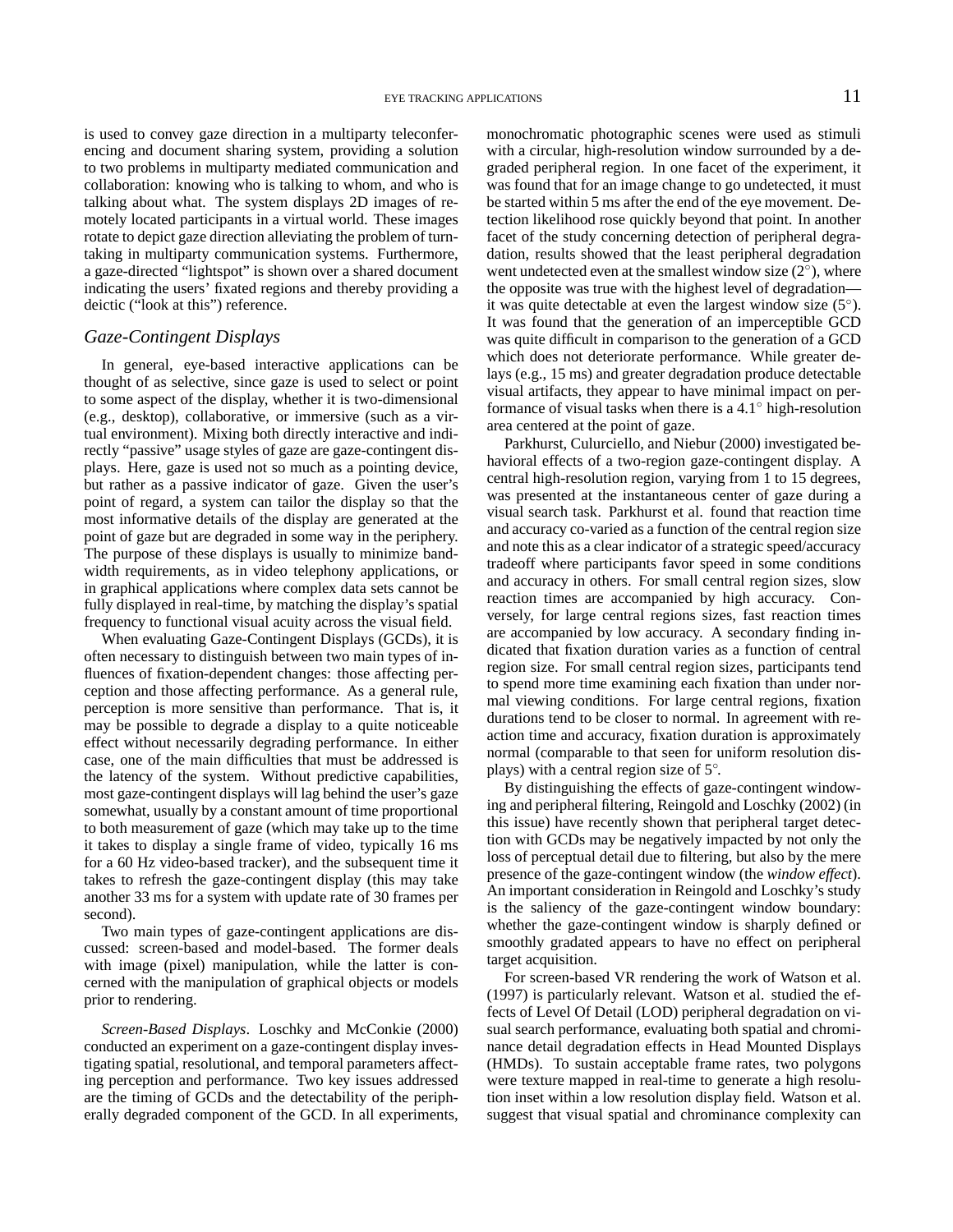is used to convey gaze direction in a multiparty teleconferencing and document sharing system, providing a solution to two problems in multiparty mediated communication and collaboration: knowing who is talking to whom, and who is talking about what. The system displays 2D images of remotely located participants in a virtual world. These images rotate to depict gaze direction alleviating the problem of turn-taking in multiparty communication systems. Furthermore, a gaze-directed "lightspot" is shown over a shared document indicating the users' fixated regions and thereby providing a deictic ("look at this") reference.

## *Gaze-Contingent Displays*

In general, eye-based interactive applications can be thought of as selective, since gaze is used to select or point to some aspect of the display, whether it is two-dimensional (e.g., desktop), collaborative, or immersive (such as a virtual environment). Mixing both directly interactive and indirectly "passive" usage styles of gaze are gaze-contingent displays. Here, gaze is used not so much as a pointing device, but rather as a passive indicator of gaze. Given the user's point of regard, a system can tailor the display so that the most informative details of the display are generated at the point of gaze but are degraded in some way in the periphery. The purpose of these displays is usually to minimize bandwidth requirements, as in video telephony applications, or in graphical applications where complex data sets cannot be fully displayed in real-time, by matching the display's spatial frequency to functional visual acuity across the visual field.

When evaluating Gaze-Contingent Displays (GCDs), it is often necessary to distinguish between two main types of influences of fixation-dependent changes: those affecting perception and those affecting performance. As a general rule, perception is more sensitive than performance. That is, it may be possible to degrade a display to a quite noticeable effect without necessarily degrading performance. In either case, one of the main difficulties that must be addressed is the latency of the system. Without predictive capabilities, most gaze-contingent displays will lag behind the user's gaze somewhat, usually by a constant amount of time proportional to both measurement of gaze (which may take up to the time it takes to display a single frame of video, typically 16 ms for a 60 Hz video-based tracker), and the subsequent time it takes to refresh the gaze-contingent display (this may take another 33 ms for a system with update rate of 30 frames per second).

Two main types of gaze-contingent applications are discussed: screen-based and model-based. The former deals with image (pixel) manipulation, while the latter is concerned with the manipulation of graphical objects or models prior to rendering.

*Screen-Based Displays*. Loschky and McConkie (2000) conducted an experiment on a gaze-contingent display investigating spatial, resolutional, and temporal parameters affecting perception and performance. Two key issues addressed are the timing of GCDs and the detectability of the peripherally degraded component of the GCD. In all experiments, monochromatic photographic scenes were used as stimuli with a circular, high-resolution window surrounded by a degraded peripheral region. In one facet of the experiment, it was found that for an image change to go undetected, it must be started within 5 ms after the end of the eye movement. Detection likelihood rose quickly beyond that point. In another facet of the study concerning detection of peripheral degradation, results showed that the least peripheral degradation went undetected even at the smallest window size ($2^\circ$), where the opposite was true with the highest level of degradation—it was quite detectable at even the largest window size ($5^\circ$). It was found that the generation of an imperceptible GCD was quite difficult in comparison to the generation of a GCD which does not deteriorate performance. While greater delays (e.g., 15 ms) and greater degradation produce detectable visual artifacts, they appear to have minimal impact on performance of visual tasks when there is a $4.1^\circ$ high-resolution area centered at the point of gaze.

Parkhurst, Culurciello, and Niebur (2000) investigated behavioral effects of a two-region gaze-contingent display. A central high-resolution region, varying from 1 to 15 degrees, was presented at the instantaneous center of gaze during a visual search task. Parkhurst et al. found that reaction time and accuracy co-varied as a function of the central region size and note this as a clear indicator of a strategic speed/accuracy tradeoff where participants favor speed in some conditions and accuracy in others. For small central region sizes, slow reaction times are accompanied by high accuracy. Conversely, for large central regions sizes, fast reaction times are accompanied by low accuracy. A secondary finding indicated that fixation duration varies as a function of central region size. For small central region sizes, participants tend to spend more time examining each fixation than under normal viewing conditions. For large central regions, fixation durations tend to be closer to normal. In agreement with reaction time and accuracy, fixation duration is approximately normal (comparable to that seen for uniform resolution displays) with a central region size of $5^\circ$.

By distinguishing the effects of gaze-contingent windowing and peripheral filtering, Reingold and Loschky (2002) (in this issue) have recently shown that peripheral target detection with GCDs may be negatively impacted by not only the loss of perceptual detail due to filtering, but also by the mere presence of the gaze-contingent window (the *window effect*). An important consideration in Reingold and Loschky's study is the saliency of the gaze-contingent window boundary: whether the gaze-contingent window is sharply defined or smoothly gradated appears to have no effect on peripheral target acquisition.

For screen-based VR rendering the work of Watson et al. (1997) is particularly relevant. Watson et al. studied the effects of Level Of Detail (LOD) peripheral degradation on visual search performance, evaluating both spatial and chrominance detail degradation effects in Head Mounted Displays (HMDs). To sustain acceptable frame rates, two polygons were texture mapped in real-time to generate a high resolution inset within a low resolution display field. Watson et al. suggest that visual spatial and chrominance complexity can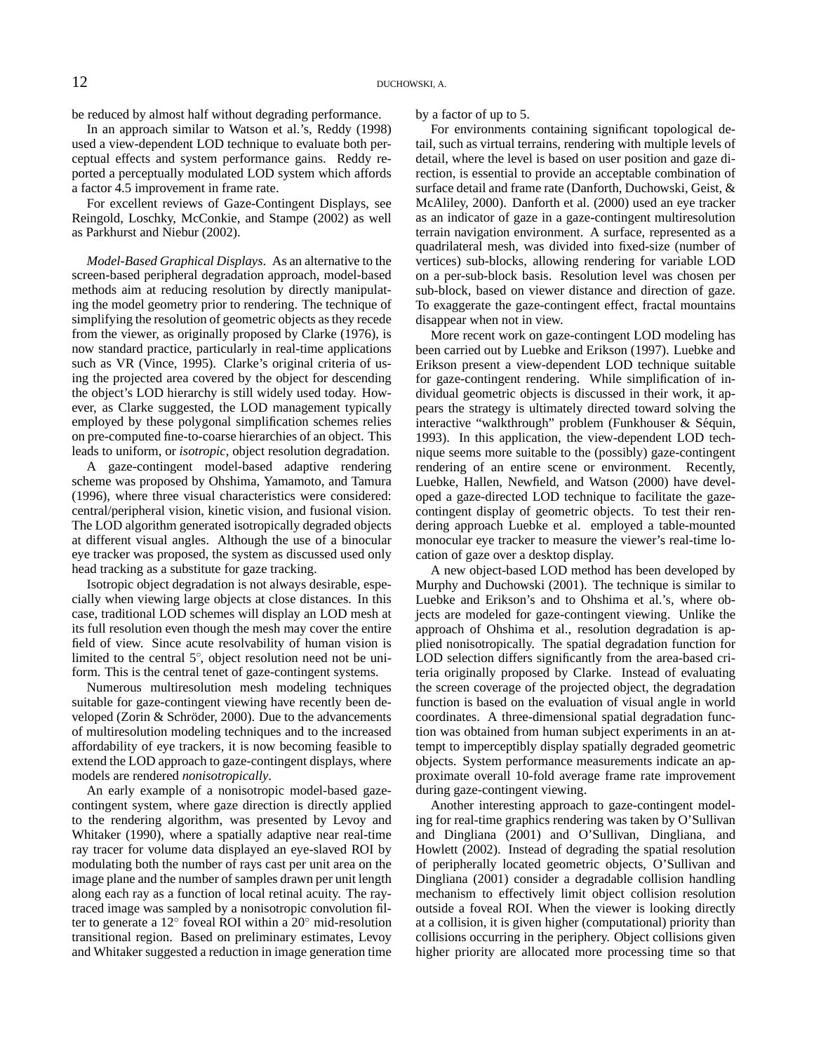be reduced by almost half without degrading performance.

In an approach similar to Watson et al.'s, Reddy (1998) used a view-dependent LOD technique to evaluate both perceptual effects and system performance gains. Reddy reported a perceptually modulated LOD system which affords a factor 4.5 improvement in frame rate.

For excellent reviews of Gaze-Contingent Displays, see Reingold, Loschky, McConkie, and Stampe (2002) as well as Parkhurst and Niebur (2002).

*Model-Based Graphical Displays*. As an alternative to the screen-based peripheral degradation approach, model-based methods aim at reducing resolution by directly manipulating the model geometry prior to rendering. The technique of simplifying the resolution of geometric objects as they recede from the viewer, as originally proposed by Clarke (1976), is now standard practice, particularly in real-time applications such as VR (Vince, 1995). Clarke's original criteria of using the projected area covered by the object for descending the object's LOD hierarchy is still widely used today. However, as Clarke suggested, the LOD management typically employed by these polygonal simplification schemes relies on pre-computed fine-to-coarse hierarchies of an object. This leads to uniform, or *isotropic*, object resolution degradation.

A gaze-contingent model-based adaptive rendering scheme was proposed by Ohshima, Yamamoto, and Tamura (1996), where three visual characteristics were considered: central/peripheral vision, kinetic vision, and fusional vision. The LOD algorithm generated isotropically degraded objects at different visual angles. Although the use of a binocular eye tracker was proposed, the system as discussed used only head tracking as a substitute for gaze tracking.

Isotropic object degradation is not always desirable, especially when viewing large objects at close distances. In this case, traditional LOD schemes will display an LOD mesh at its full resolution even though the mesh may cover the entire field of view. Since acute resolvability of human vision is limited to the central 5°, object resolution need not be uniform. This is the central tenet of gaze-contingent systems.

Numerous multiresolution mesh modeling techniques suitable for gaze-contingent viewing have recently been developed (Zorin & Schröder, 2000). Due to the advancements of multiresolution modeling techniques and to the increased affordability of eye trackers, it is now becoming feasible to extend the LOD approach to gaze-contingent displays, where models are rendered *nonisotropically*.

An early example of a nonisotropic model-based gaze-contingent system, where gaze direction is directly applied to the rendering algorithm, was presented by Levoy and Whitaker (1990), where a spatially adaptive near real-time ray tracer for volume data displayed an eye-slaved ROI by modulating both the number of rays cast per unit area on the image plane and the number of samples drawn per unit length along each ray as a function of local retinal acuity. The ray-traced image was sampled by a nonisotropic convolution filter to generate a 12° foveal ROI within a 20° mid-resolution transitional region. Based on preliminary estimates, Levoy and Whitaker suggested a reduction in image generation time by a factor of up to 5.

For environments containing significant topological detail, such as virtual terrains, rendering with multiple levels of detail, where the level is based on user position and gaze direction, is essential to provide an acceptable combination of surface detail and frame rate (Danforth, Duchowski, Geist, & McAliley, 2000). Danforth et al. (2000) used an eye tracker as an indicator of gaze in a gaze-contingent multiresolution terrain navigation environment. A surface, represented as a quadrilateral mesh, was divided into fixed-size (number of vertices) sub-blocks, allowing rendering for variable LOD on a per-sub-block basis. Resolution level was chosen per sub-block, based on viewer distance and direction of gaze. To exaggerate the gaze-contingent effect, fractal mountains disappear when not in view.

More recent work on gaze-contingent LOD modeling has been carried out by Luebke and Erikson (1997). Luebke and Erikson present a view-dependent LOD technique suitable for gaze-contingent rendering. While simplification of individual geometric objects is discussed in their work, it appears the strategy is ultimately directed toward solving the interactive "walkthrough" problem (Funkhouser & Séquin, 1993). In this application, the view-dependent LOD technique seems more suitable to the (possibly) gaze-contingent rendering of an entire scene or environment. Recently, Luebke, Hallen, Newfield, and Watson (2000) have developed a gaze-directed LOD technique to facilitate the gaze-contingent display of geometric objects. To test their rendering approach Luebke et al. employed a table-mounted monocular eye tracker to measure the viewer's real-time location of gaze over a desktop display.

A new object-based LOD method has been developed by Murphy and Duchowski (2001). The technique is similar to Luebke and Erikson's and to Ohshima et al.'s, where objects are modeled for gaze-contingent viewing. Unlike the approach of Ohshima et al., resolution degradation is applied nonisotropically. The spatial degradation function for LOD selection differs significantly from the area-based criteria originally proposed by Clarke. Instead of evaluating the screen coverage of the projected object, the degradation function is based on the evaluation of visual angle in world coordinates. A three-dimensional spatial degradation function was obtained from human subject experiments in an attempt to imperceptibly display spatially degraded geometric objects. System performance measurements indicate an approximate overall 10-fold average frame rate improvement during gaze-contingent viewing.

Another interesting approach to gaze-contingent modeling for real-time graphics rendering was taken by O'Sullivan and Dingliana (2001) and O'Sullivan, Dingliana, and Howlett (2002). Instead of degrading the spatial resolution of peripherally located geometric objects, O'Sullivan and Dingliana (2001) consider a degradable collision handling mechanism to effectively limit object collision resolution outside a foveal ROI. When the viewer is looking directly at a collision, it is given higher (computational) priority than collisions occurring in the periphery. Object collisions given higher priority are allocated more processing time so that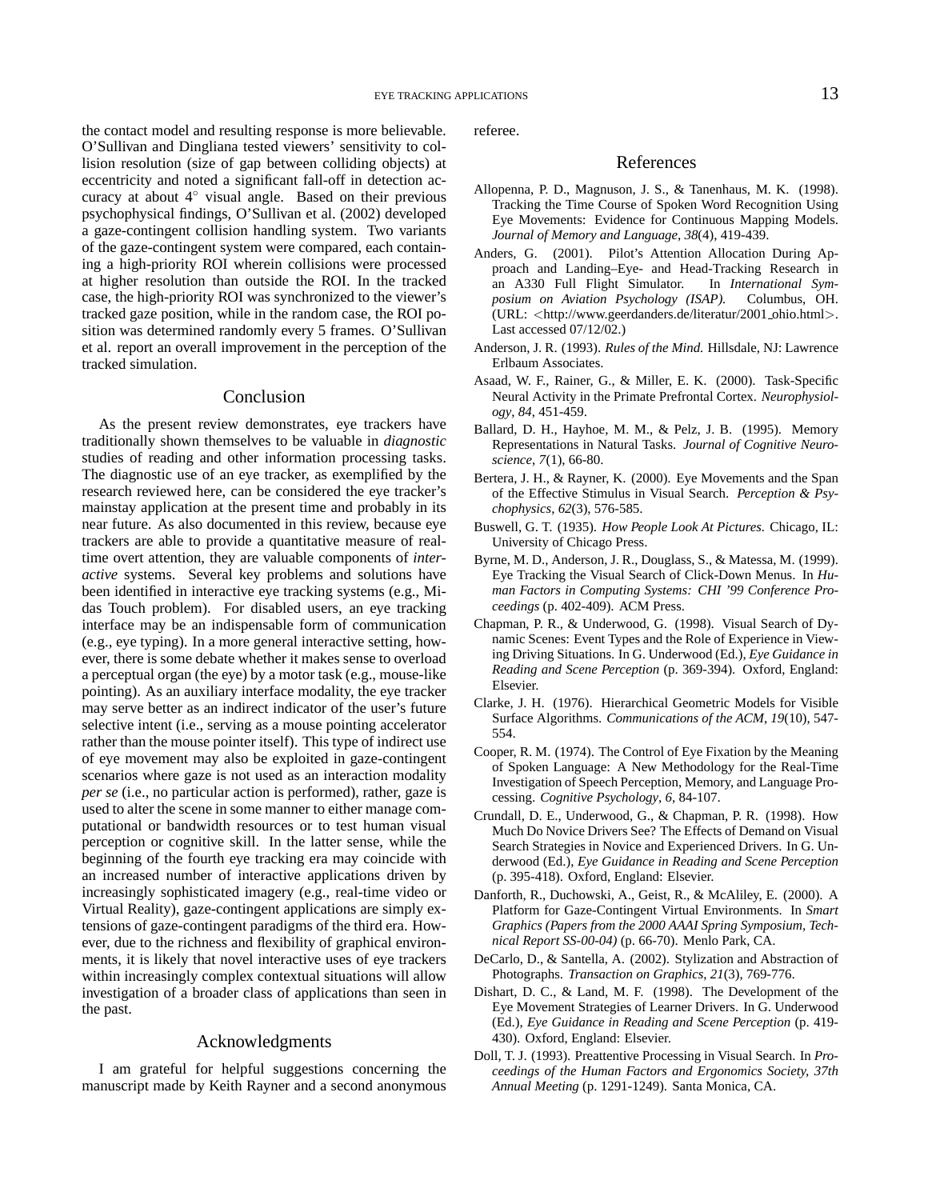the contact model and resulting response is more believable. O'Sullivan and Dingliana tested viewers' sensitivity to collision resolution (size of gap between colliding objects) at eccentricity and noted a significant fall-off in detection accuracy at about $4^\circ$ visual angle. Based on their previous psychophysical findings, O'Sullivan et al. (2002) developed a gaze-contingent collision handling system. Two variants of the gaze-contingent system were compared, each containing a high-priority ROI wherein collisions were processed at higher resolution than outside the ROI. In the tracked case, the high-priority ROI was synchronized to the viewer's tracked gaze position, while in the random case, the ROI position was determined randomly every 5 frames. O'Sullivan et al. report an overall improvement in the perception of the tracked simulation.

## Conclusion

As the present review demonstrates, eye trackers have traditionally shown themselves to be valuable in *diagnostic* studies of reading and other information processing tasks. The diagnostic use of an eye tracker, as exemplified by the research reviewed here, can be considered the eye tracker's mainstay application at the present time and probably in its near future. As also documented in this review, because eye trackers are able to provide a quantitative measure of real-time overt attention, they are valuable components of *interactive* systems. Several key problems and solutions have been identified in interactive eye tracking systems (e.g., Midas Touch problem). For disabled users, an eye tracking interface may be an indispensable form of communication (e.g., eye typing). In a more general interactive setting, however, there is some debate whether it makes sense to overload a perceptual organ (the eye) by a motor task (e.g., mouse-like pointing). As an auxiliary interface modality, the eye tracker may serve better as an indirect indicator of the user's future selective intent (i.e., serving as a mouse pointing accelerator rather than the mouse pointer itself). This type of indirect use of eye movement may also be exploited in gaze-contingent scenarios where gaze is not used as an interaction modality *per se* (i.e., no particular action is performed), rather, gaze is used to alter the scene in some manner to either manage computational or bandwidth resources or to test human visual perception or cognitive skill. In the latter sense, while the beginning of the fourth eye tracking era may coincide with an increased number of interactive applications driven by increasingly sophisticated imagery (e.g., real-time video or Virtual Reality), gaze-contingent applications are simply extensions of gaze-contingent paradigms of the third era. However, due to the richness and flexibility of graphical environments, it is likely that novel interactive uses of eye trackers within increasingly complex contextual situations will allow investigation of a broader class of applications than seen in the past.

## Acknowledgments

I am grateful for helpful suggestions concerning the manuscript made by Keith Rayner and a second anonymous referee.

## References

Allopenna, P. D., Magnuson, J. S., & Tanenhaus, M. K. (1998). Tracking the Time Course of Spoken Word Recognition Using Eye Movements: Evidence for Continuous Mapping Models. *Journal of Memory and Language*, *38*(4), 419-439.

Anders, G. (2001). Pilot's Attention Allocation During Approach and Landing–Eye- and Head-Tracking Research in an A330 Full Flight Simulator. In *International Symposium on Aviation Psychology (ISAP)*. Columbus, OH. (URL: <http://www.geerdanders.de/literatur/2001_ohio.html>. Last accessed 07/12/02.)

Anderson, J. R. (1993). *Rules of the Mind*. Hillsdale, NJ: Lawrence Erlbaum Associates.

Asaad, W. F., Rainer, G., & Miller, E. K. (2000). Task-Specific Neural Activity in the Primate Prefrontal Cortex. *Neurophysiology*, *84*, 451-459.

Ballard, D. H., Hayhoe, M. M., & Pelz, J. B. (1995). Memory Representations in Natural Tasks. *Journal of Cognitive Neuroscience*, *7*(1), 66-80.

Bertera, J. H., & Rayner, K. (2000). Eye Movements and the Span of the Effective Stimulus in Visual Search. *Perception & Psychophysics*, *62*(3), 576-585.

Buswell, G. T. (1935). *How People Look At Pictures*. Chicago, IL: University of Chicago Press.

Byrne, M. D., Anderson, J. R., Douglass, S., & Matessa, M. (1999). Eye Tracking the Visual Search of Click-Down Menus. In *Human Factors in Computing Systems: CHI '99 Conference Proceedings* (p. 402-409). ACM Press.

Chapman, P. R., & Underwood, G. (1998). Visual Search of Dynamic Scenes: Event Types and the Role of Experience in Viewing Driving Situations. In G. Underwood (Ed.), *Eye Guidance in Reading and Scene Perception* (p. 369-394). Oxford, England: Elsevier.

Clarke, J. H. (1976). Hierarchical Geometric Models for Visible Surface Algorithms. *Communications of the ACM*, *19*(10), 547-554.

Cooper, R. M. (1974). The Control of Eye Fixation by the Meaning of Spoken Language: A New Methodology for the Real-Time Investigation of Speech Perception, Memory, and Language Processing. *Cognitive Psychology*, *6*, 84-107.

Crundall, D. E., Underwood, G., & Chapman, P. R. (1998). How Much Do Novice Drivers See? The Effects of Demand on Visual Search Strategies in Novice and Experienced Drivers. In G. Underwood (Ed.), *Eye Guidance in Reading and Scene Perception* (p. 395-418). Oxford, England: Elsevier.

Danforth, R., Duchowski, A., Geist, R., & McAliley, E. (2000). A Platform for Gaze-Contingent Virtual Environments. In *Smart Graphics (Papers from the 2000 AAAI Spring Symposium, Technical Report SS-00-04)* (p. 66-70). Menlo Park, CA.

DeCarlo, D., & Santella, A. (2002). Stylization and Abstraction of Photographs. *Transaction on Graphics*, *21*(3), 769-776.

Dishart, D. C., & Land, M. F. (1998). The Development of the Eye Movement Strategies of Learner Drivers. In G. Underwood (Ed.), *Eye Guidance in Reading and Scene Perception* (p. 419-430). Oxford, England: Elsevier.

Doll, T. J. (1993). Preattentive Processing in Visual Search. In *Proceedings of the Human Factors and Ergonomics Society, 37th Annual Meeting* (p. 1291-1249). Santa Monica, CA.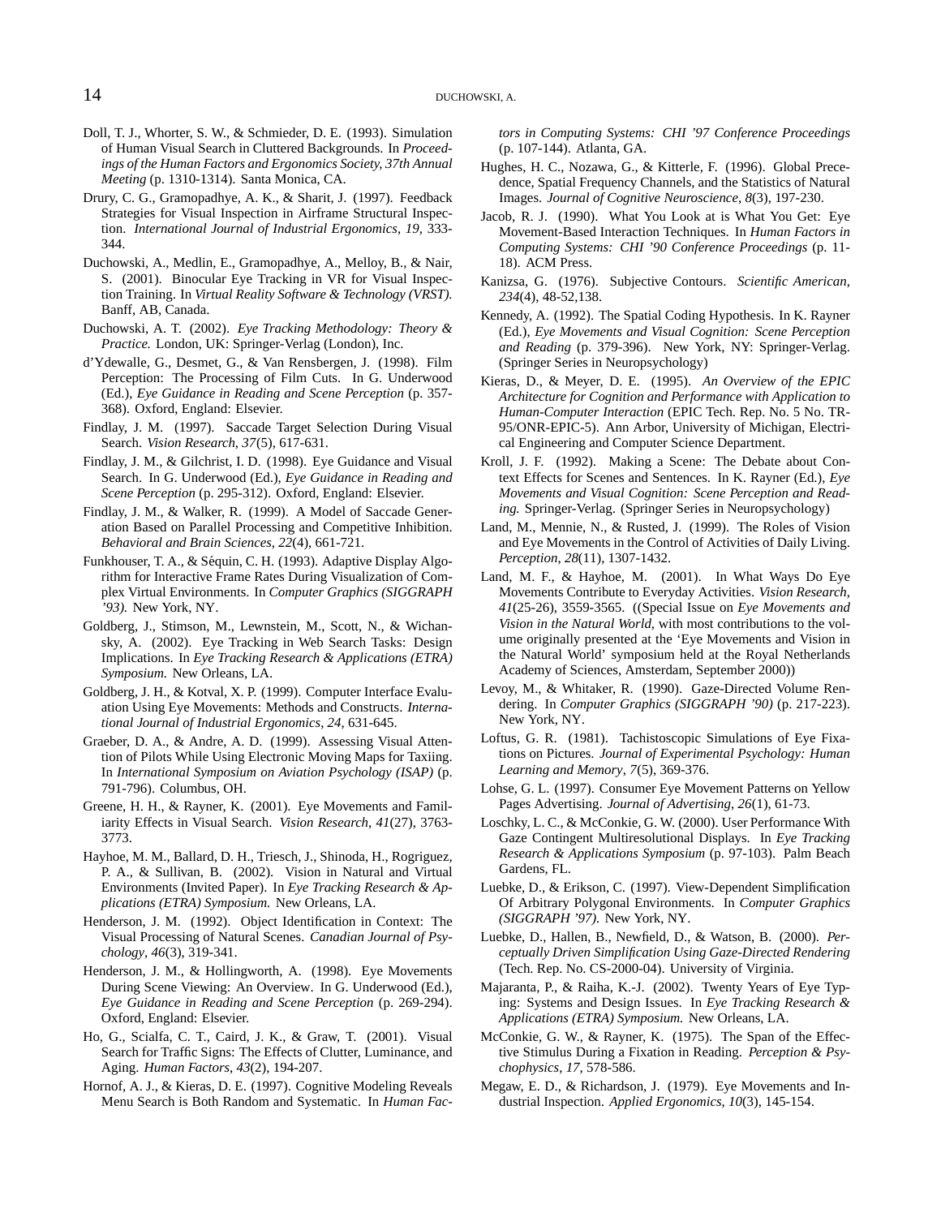Doll, T. J., Whorter, S. W., & Schmieder, D. E. (1993). Simulation of Human Visual Search in Cluttered Backgrounds. In *Proceedings of the Human Factors and Ergonomics Society, 37th Annual Meeting* (p. 1310-1314). Santa Monica, CA.

Drury, C. G., Gramopadhye, A. K., & Sharit, J. (1997). Feedback Strategies for Visual Inspection in Airframe Structural Inspection. *International Journal of Industrial Ergonomics*, *19*, 333-344.

Duchowski, A., Medlin, E., Gramopadhye, A., Melloy, B., & Nair, S. (2001). Binocular Eye Tracking in VR for Visual Inspection Training. In *Virtual Reality Software & Technology (VRST).* Banff, AB, Canada.

Duchowski, A. T. (2002). *Eye Tracking Methodology: Theory & Practice.* London, UK: Springer-Verlag (London), Inc.

d'Ydewalle, G., Desmet, G., & Van Rensbergen, J. (1998). Film Perception: The Processing of Film Cuts. In G. Underwood (Ed.), *Eye Guidance in Reading and Scene Perception* (p. 357-368). Oxford, England: Elsevier.

Findlay, J. M. (1997). Saccade Target Selection During Visual Search. *Vision Research*, *37*(5), 617-631.

Findlay, J. M., & Gilchrist, I. D. (1998). Eye Guidance and Visual Search. In G. Underwood (Ed.), *Eye Guidance in Reading and Scene Perception* (p. 295-312). Oxford, England: Elsevier.

Findlay, J. M., & Walker, R. (1999). A Model of Saccade Generation Based on Parallel Processing and Competitive Inhibition. *Behavioral and Brain Sciences*, *22*(4), 661-721.

Funkhouser, T. A., & Séquin, C. H. (1993). Adaptive Display Algorithm for Interactive Frame Rates During Visualization of Complex Virtual Environments. In *Computer Graphics (SIGGRAPH '93).* New York, NY.

Goldberg, J., Stimson, M., Lewnstein, M., Scott, N., & Wichansky, A. (2002). Eye Tracking in Web Search Tasks: Design Implications. In *Eye Tracking Research & Applications (ETRA) Symposium.* New Orleans, LA.

Goldberg, J. H., & Kotval, X. P. (1999). Computer Interface Evaluation Using Eye Movements: Methods and Constructs. *International Journal of Industrial Ergonomics*, *24*, 631-645.

Graeber, D. A., & Andre, A. D. (1999). Assessing Visual Attention of Pilots While Using Electronic Moving Maps for Taxiing. In *International Symposium on Aviation Psychology (ISAP)* (p. 791-796). Columbus, OH.

Greene, H. H., & Rayner, K. (2001). Eye Movements and Familiarity Effects in Visual Search. *Vision Research*, *41*(27), 3763-3773.

Hayhoe, M. M., Ballard, D. H., Triesch, J., Shinoda, H., Rogriguez, P. A., & Sullivan, B. (2002). Vision in Natural and Virtual Environments (Invited Paper). In *Eye Tracking Research & Applications (ETRA) Symposium.* New Orleans, LA.

Henderson, J. M. (1992). Object Identification in Context: The Visual Processing of Natural Scenes. *Canadian Journal of Psychology*, *46*(3), 319-341.

Henderson, J. M., & Hollingworth, A. (1998). Eye Movements During Scene Viewing: An Overview. In G. Underwood (Ed.), *Eye Guidance in Reading and Scene Perception* (p. 269-294). Oxford, England: Elsevier.

Ho, G., Scialfa, C. T., Caird, J. K., & Graw, T. (2001). Visual Search for Traffic Signs: The Effects of Clutter, Luminance, and Aging. *Human Factors*, *43*(2), 194-207.

Hornof, A. J., & Kieras, D. E. (1997). Cognitive Modeling Reveals Menu Search is Both Random and Systematic. In *Human Factors in Computing Systems: CHI '97 Conference Proceedings* (p. 107-144). Atlanta, GA.

Hughes, H. C., Nozawa, G., & Kitterle, F. (1996). Global Precedence, Spatial Frequency Channels, and the Statistics of Natural Images. *Journal of Cognitive Neuroscience*, *8*(3), 197-230.

Jacob, R. J. (1990). What You Look at is What You Get: Eye Movement-Based Interaction Techniques. In *Human Factors in Computing Systems: CHI '90 Conference Proceedings* (p. 11-18). ACM Press.

Kanizsa, G. (1976). Subjective Contours. *Scientific American*, *234*(4), 48-52,138.

Kennedy, A. (1992). The Spatial Coding Hypothesis. In K. Rayner (Ed.), *Eye Movements and Visual Cognition: Scene Perception and Reading* (p. 379-396). New York, NY: Springer-Verlag. (Springer Series in Neuropsychology)

Kieras, D., & Meyer, D. E. (1995). *An Overview of the EPIC Architecture for Cognition and Performance with Application to Human-Computer Interaction* (EPIC Tech. Rep. No. 5 No. TR-95/ONR-EPIC-5). Ann Arbor, University of Michigan, Electrical Engineering and Computer Science Department.

Kroll, J. F. (1992). Making a Scene: The Debate about Context Effects for Scenes and Sentences. In K. Rayner (Ed.), *Eye Movements and Visual Cognition: Scene Perception and Reading.* Springer-Verlag. (Springer Series in Neuropsychology)

Land, M., Mennie, N., & Rusted, J. (1999). The Roles of Vision and Eye Movements in the Control of Activities of Daily Living. *Perception*, *28*(11), 1307-1432.

Land, M. F., & Hayhoe, M. (2001). In What Ways Do Eye Movements Contribute to Everyday Activities. *Vision Research*, *41*(25-26), 3559-3565. ((Special Issue on *Eye Movements and Vision in the Natural World*, with most contributions to the volume originally presented at the 'Eye Movements and Vision in the Natural World' symposium held at the Royal Netherlands Academy of Sciences, Amsterdam, September 2000))

Levoy, M., & Whitaker, R. (1990). Gaze-Directed Volume Rendering. In *Computer Graphics (SIGGRAPH '90)* (p. 217-223). New York, NY.

Loftus, G. R. (1981). Tachistoscopic Simulations of Eye Fixations on Pictures. *Journal of Experimental Psychology: Human Learning and Memory*, *7*(5), 369-376.

Lohse, G. L. (1997). Consumer Eye Movement Patterns on Yellow Pages Advertising. *Journal of Advertising*, *26*(1), 61-73.

Loschky, L. C., & McConkie, G. W. (2000). User Performance With Gaze Contingent Multiresolutional Displays. In *Eye Tracking Research & Applications Symposium* (p. 97-103). Palm Beach Gardens, FL.

Luebke, D., & Erikson, C. (1997). View-Dependent Simplification Of Arbitrary Polygonal Environments. In *Computer Graphics (SIGGRAPH '97).* New York, NY.

Luebke, D., Hallen, B., Newfield, D., & Watson, B. (2000). *Perceptually Driven Simplification Using Gaze-Directed Rendering* (Tech. Rep. No. CS-2000-04). University of Virginia.

Majaranta, P., & Raiha, K.-J. (2002). Twenty Years of Eye Typing: Systems and Design Issues. In *Eye Tracking Research & Applications (ETRA) Symposium.* New Orleans, LA.

McConkie, G. W., & Rayner, K. (1975). The Span of the Effective Stimulus During a Fixation in Reading. *Perception & Psychophysics*, *17*, 578-586.

Megaw, E. D., & Richardson, J. (1979). Eye Movements and Industrial Inspection. *Applied Ergonomics*, *10*(3), 145-154.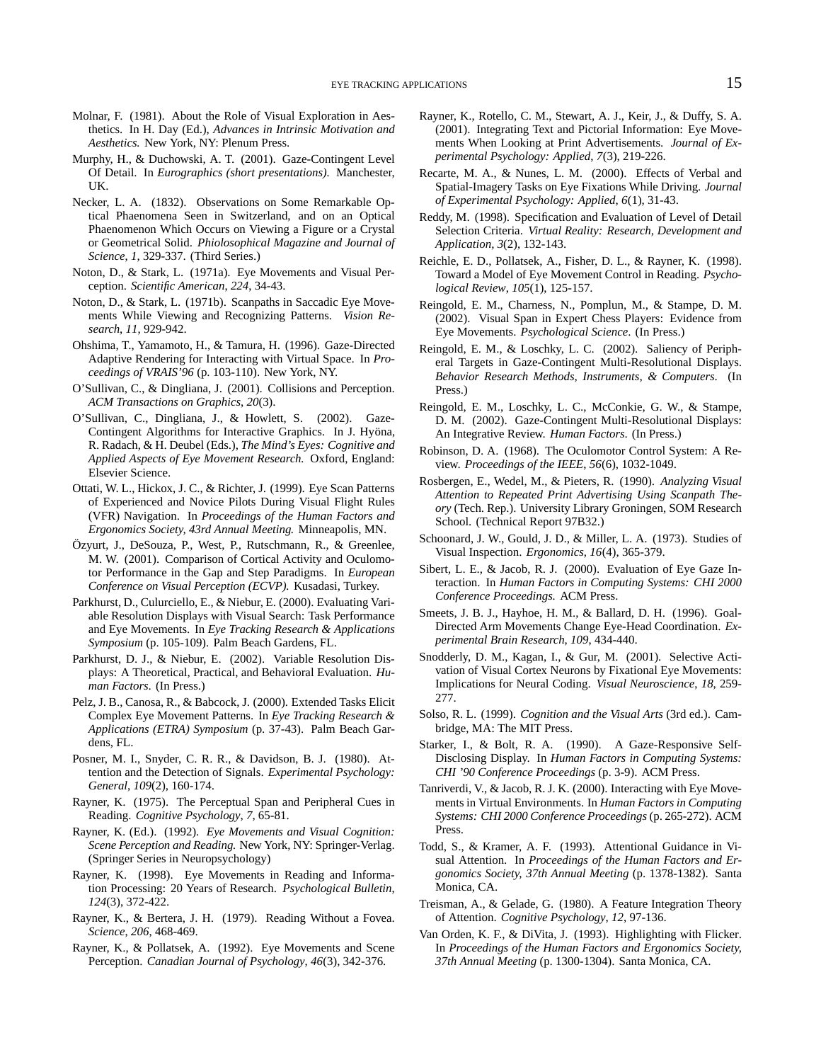Molnar, F. (1981). About the Role of Visual Exploration in Aesthetics. In H. Day (Ed.), *Advances in Intrinsic Motivation and Aesthetics.* New York, NY: Plenum Press.

Murphy, H., & Duchowski, A. T. (2001). Gaze-Contingent Level Of Detail. In *Eurographics (short presentations).* Manchester, UK.

Necker, L. A. (1832). Observations on Some Remarkable Optical Phaenomena Seen in Switzerland, and on an Optical Phaenomenon Which Occurs on Viewing a Figure or a Crystal or Geometrical Solid. *Phiolosophical Magazine and Journal of Science, 1*, 329-337. (Third Series.)

Noton, D., & Stark, L. (1971a). Eye Movements and Visual Perception. *Scientific American, 224*, 34-43.

Noton, D., & Stark, L. (1971b). Scanpaths in Saccadic Eye Movements While Viewing and Recognizing Patterns. *Vision Research, 11*, 929-942.

Ohshima, T., Yamamoto, H., & Tamura, H. (1996). Gaze-Directed Adaptive Rendering for Interacting with Virtual Space. In *Proceedings of VRAIS'96* (p. 103-110). New York, NY.

O'Sullivan, C., & Dingliana, J. (2001). Collisions and Perception. *ACM Transactions on Graphics, 20*(3).

O'Sullivan, C., Dingliana, J., & Howlett, S. (2002). Gaze-Contingent Algorithms for Interactive Graphics. In J. Hyöna, R. Radach, & H. Deubel (Eds.), *The Mind's Eyes: Cognitive and Applied Aspects of Eye Movement Research.* Oxford, England: Elsevier Science.

Ottati, W. L., Hickox, J. C., & Richter, J. (1999). Eye Scan Patterns of Experienced and Novice Pilots During Visual Flight Rules (VFR) Navigation. In *Proceedings of the Human Factors and Ergonomics Society, 43rd Annual Meeting.* Minneapolis, MN.

Özyurt, J., DeSouza, P., West, P., Rutschmann, R., & Greenlee, M. W. (2001). Comparison of Cortical Activity and Oculomotor Performance in the Gap and Step Paradigms. In *European Conference on Visual Perception (ECVP).* Kusadasi, Turkey.

Parkhurst, D., Culurciello, E., & Niebur, E. (2000). Evaluating Variable Resolution Displays with Visual Search: Task Performance and Eye Movements. In *Eye Tracking Research & Applications Symposium* (p. 105-109). Palm Beach Gardens, FL.

Parkhurst, D. J., & Niebur, E. (2002). Variable Resolution Displays: A Theoretical, Practical, and Behavioral Evaluation. *Human Factors*. (In Press.)

Pelz, J. B., Canosa, R., & Babcock, J. (2000). Extended Tasks Elicit Complex Eye Movement Patterns. In *Eye Tracking Research & Applications (ETRA) Symposium* (p. 37-43). Palm Beach Gardens, FL.

Posner, M. I., Snyder, C. R. R., & Davidson, B. J. (1980). Attention and the Detection of Signals. *Experimental Psychology: General, 109*(2), 160-174.

Rayner, K. (1975). The Perceptual Span and Peripheral Cues in Reading. *Cognitive Psychology, 7*, 65-81.

Rayner, K. (Ed.). (1992). *Eye Movements and Visual Cognition: Scene Perception and Reading.* New York, NY: Springer-Verlag. (Springer Series in Neuropsychology)

Rayner, K. (1998). Eye Movements in Reading and Information Processing: 20 Years of Research. *Psychological Bulletin, 124*(3), 372-422.

Rayner, K., & Bertera, J. H. (1979). Reading Without a Fovea. *Science, 206*, 468-469.

Rayner, K., & Pollatsek, A. (1992). Eye Movements and Scene Perception. *Canadian Journal of Psychology, 46*(3), 342-376.

Rayner, K., Rotello, C. M., Stewart, A. J., Keir, J., & Duffy, S. A. (2001). Integrating Text and Pictorial Information: Eye Movements When Looking at Print Advertisements. *Journal of Experimental Psychology: Applied, 7*(3), 219-226.

Recarte, M. A., & Nunes, L. M. (2000). Effects of Verbal and Spatial-Imagery Tasks on Eye Fixations While Driving. *Journal of Experimental Psychology: Applied, 6*(1), 31-43.

Reddy, M. (1998). Specification and Evaluation of Level of Detail Selection Criteria. *Virtual Reality: Research, Development and Application, 3*(2), 132-143.

Reichle, E. D., Pollatsek, A., Fisher, D. L., & Rayner, K. (1998). Toward a Model of Eye Movement Control in Reading. *Psychological Review, 105*(1), 125-157.

Reingold, E. M., Charness, N., Pomplun, M., & Stampe, D. M. (2002). Visual Span in Expert Chess Players: Evidence from Eye Movements. *Psychological Science*. (In Press.)

Reingold, E. M., & Loschky, L. C. (2002). Saliency of Peripheral Targets in Gaze-Contingent Multi-Resolutional Displays. *Behavior Research Methods, Instruments, & Computers*. (In Press.)

Reingold, E. M., Loschky, L. C., McConkie, G. W., & Stampe, D. M. (2002). Gaze-Contingent Multi-Resolutional Displays: An Integrative Review. *Human Factors*. (In Press.)

Robinson, D. A. (1968). The Oculomotor Control System: A Review. *Proceedings of the IEEE, 56*(6), 1032-1049.

Rosbergen, E., Wedel, M., & Pieters, R. (1990). *Analyzing Visual Attention to Repeated Print Advertising Using Scanpath Theory* (Tech. Rep.). University Library Groningen, SOM Research School. (Technical Report 97B32.)

Schoonard, J. W., Gould, J. D., & Miller, L. A. (1973). Studies of Visual Inspection. *Ergonomics, 16*(4), 365-379.

Sibert, L. E., & Jacob, R. J. (2000). Evaluation of Eye Gaze Interaction. In *Human Factors in Computing Systems: CHI 2000 Conference Proceedings.* ACM Press.

Smeets, J. B. J., Hayhoe, H. M., & Ballard, D. H. (1996). Goal-Directed Arm Movements Change Eye-Head Coordination. *Experimental Brain Research, 109*, 434-440.

Snodderly, D. M., Kagan, I., & Gur, M. (2001). Selective Activation of Visual Cortex Neurons by Fixational Eye Movements: Implications for Neural Coding. *Visual Neuroscience, 18*, 259-277.

Solso, R. L. (1999). *Cognition and the Visual Arts* (3rd ed.). Cambridge, MA: The MIT Press.

Starker, I., & Bolt, R. A. (1990). A Gaze-Responsive Self-Disclosing Display. In *Human Factors in Computing Systems: CHI '90 Conference Proceedings* (p. 3-9). ACM Press.

Tanriverdi, V., & Jacob, R. J. K. (2000). Interacting with Eye Movements in Virtual Environments. In *Human Factors in Computing Systems: CHI 2000 Conference Proceedings* (p. 265-272). ACM Press.

Todd, S., & Kramer, A. F. (1993). Attentional Guidance in Visual Attention. In *Proceedings of the Human Factors and Ergonomics Society, 37th Annual Meeting* (p. 1378-1382). Santa Monica, CA.

Treisman, A., & Gelade, G. (1980). A Feature Integration Theory of Attention. *Cognitive Psychology, 12*, 97-136.

Van Orden, K. F., & DiVita, J. (1993). Highlighting with Flicker. In *Proceedings of the Human Factors and Ergonomics Society, 37th Annual Meeting* (p. 1300-1304). Santa Monica, CA.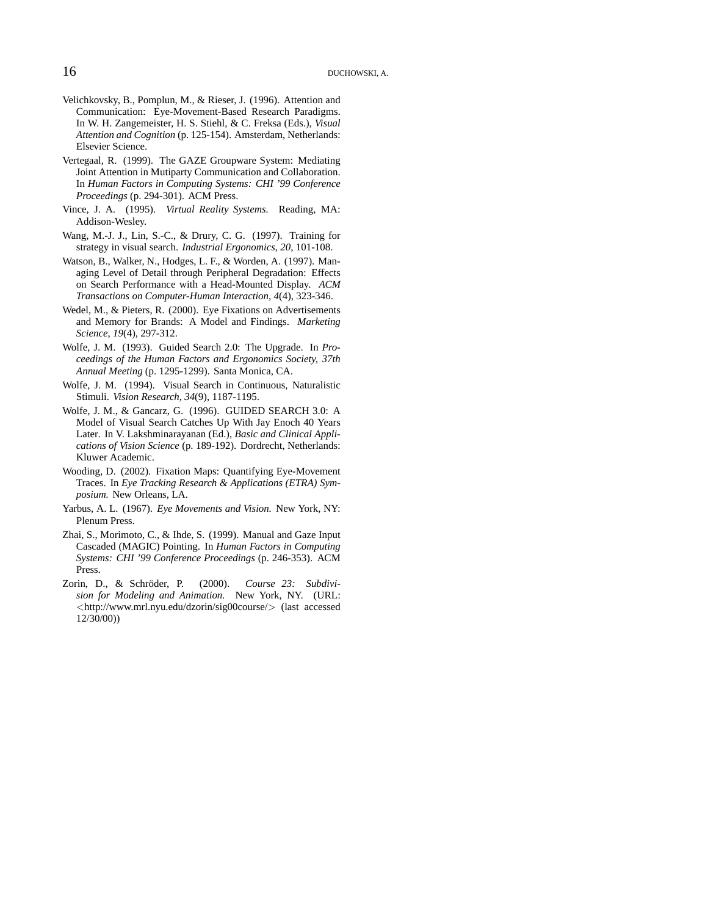Velichkovsky, B., Pomplun, M., & Rieser, J. (1996). Attention and Communication: Eye-Movement-Based Research Paradigms. In W. H. Zangemeister, H. S. Stiehl, & C. Freksa (Eds.), *Visual Attention and Cognition* (p. 125-154). Amsterdam, Netherlands: Elsevier Science.

Vertegaal, R. (1999). The GAZE Groupware System: Mediating Joint Attention in Mutiparty Communication and Collaboration. In *Human Factors in Computing Systems: CHI '99 Conference Proceedings* (p. 294-301). ACM Press.

Vince, J. A. (1995). *Virtual Reality Systems.* Reading, MA: Addison-Wesley.

Wang, M.-J. J., Lin, S.-C., & Drury, C. G. (1997). Training for strategy in visual search. *Industrial Ergonomics*, *20*, 101-108.

Watson, B., Walker, N., Hodges, L. F., & Worden, A. (1997). Managing Level of Detail through Peripheral Degradation: Effects on Search Performance with a Head-Mounted Display. *ACM Transactions on Computer-Human Interaction*, *4*(4), 323-346.

Wedel, M., & Pieters, R. (2000). Eye Fixations on Advertisements and Memory for Brands: A Model and Findings. *Marketing Science*, *19*(4), 297-312.

Wolfe, J. M. (1993). Guided Search 2.0: The Upgrade. In *Proceedings of the Human Factors and Ergonomics Society, 37th Annual Meeting* (p. 1295-1299). Santa Monica, CA.

Wolfe, J. M. (1994). Visual Search in Continuous, Naturalistic Stimuli. *Vision Research*, *34*(9), 1187-1195.

Wolfe, J. M., & Gancarz, G. (1996). GUIDED SEARCH 3.0: A Model of Visual Search Catches Up With Jay Enoch 40 Years Later. In V. Lakshminarayanan (Ed.), *Basic and Clinical Applications of Vision Science* (p. 189-192). Dordrecht, Netherlands: Kluwer Academic.

Wooding, D. (2002). Fixation Maps: Quantifying Eye-Movement Traces. In *Eye Tracking Research & Applications (ETRA) Symposium.* New Orleans, LA.

Yarbus, A. L. (1967). *Eye Movements and Vision.* New York, NY: Plenum Press.

Zhai, S., Morimoto, C., & Ihde, S. (1999). Manual and Gaze Input Cascaded (MAGIC) Pointing. In *Human Factors in Computing Systems: CHI '99 Conference Proceedings* (p. 246-353). ACM Press.

Zorin, D., & Schröder, P. (2000). *Course 23: Subdivision for Modeling and Animation.* New York, NY. (URL: <http://www.mrl.nyu.edu/dzorin/sig00course/> (last accessed 12/30/00))